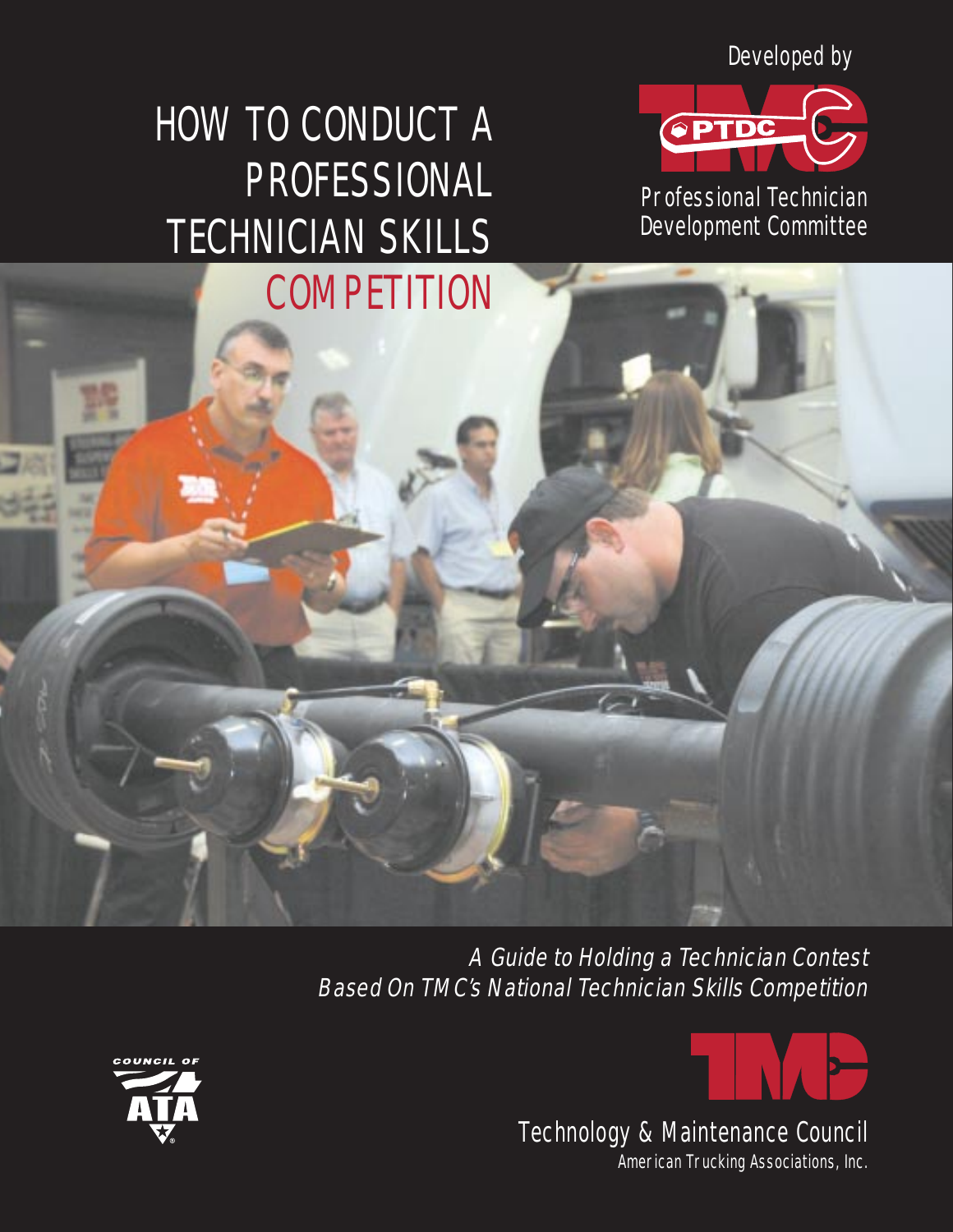Developed by

# HOW TO CONDUCT A PROFESSIONAL TECHNICIAN SKILLS COMPETITION

PTDC

Professional Technician Development Committee

*A Guide to Holding a Technician Contest Based On TMC's National Technician Skills Competition*

COUNCIL OF ATA

TMC

Technology & Maintenance Council

American Trucking Associations, Inc.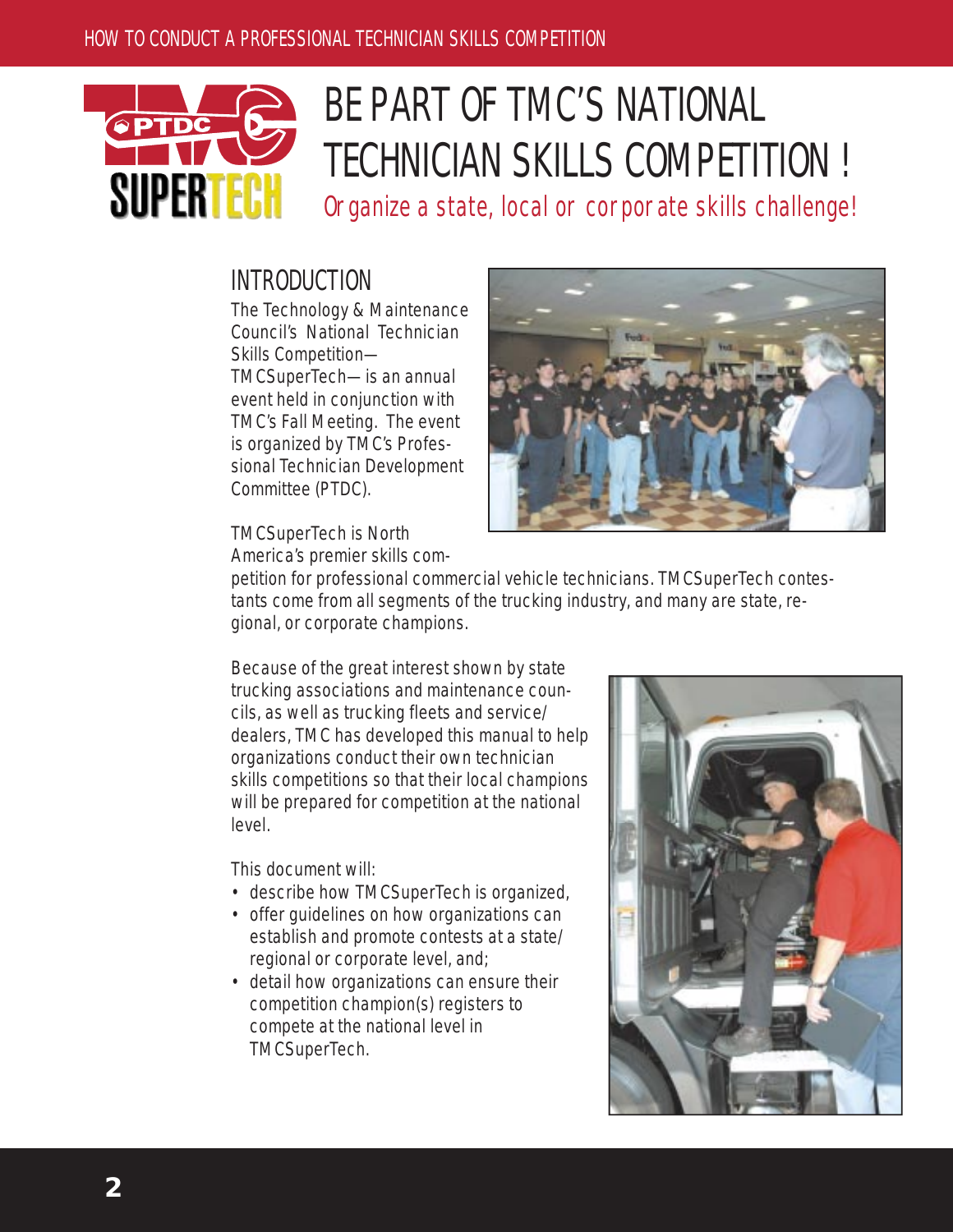# BE PART OF TMC'S NATIONAL TECHNICIAN SKILLS COMPETITION!

*Organize a state, local or corporate skills challenge!*

## INTRODUCTION

The Technology & Maintenance Council's National Technician Skills Competition—TMCSuperTech—is an annual event held in conjunction with TMC's Fall Meeting. The event is organized by TMC's Professional Technician Development Committee (PTDC).

TMCSuperTech is North America's premier skills competition for professional commercial vehicle technicians. TMCSuperTech contestants come from all segments of the trucking industry, and many are state, regional, or corporate champions.

Because of the great interest shown by state trucking associations and maintenance councils, as well as trucking fleets and service/dealers, TMC has developed this manual to help organizations conduct their own technician skills competitions so that their local champions will be prepared for competition at the national level.

This document will:

- describe how TMCSuperTech is organized,
- offer guidelines on how organizations can establish and promote contests at a state/regional or corporate level, and;
- detail how organizations can ensure their competition champion(s) registers to compete at the national level in TMCSuperTech.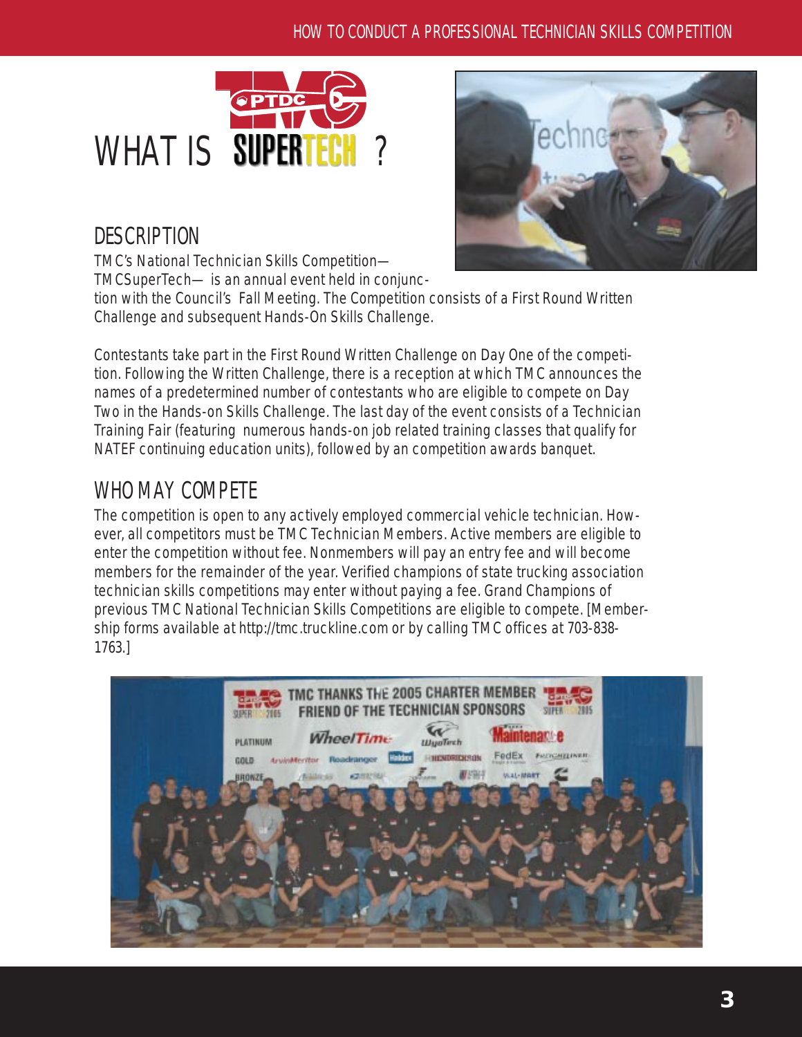# WHAT IS SUPERTECH ?

## DESCRIPTION

TMC's National Technician Skills Competition—TMCSuperTech— is an annual event held in conjunction with the Council's Fall Meeting. The Competition consists of a First Round Written Challenge and subsequent Hands-On Skills Challenge.

Contestants take part in the First Round Written Challenge on Day One of the competition. Following the Written Challenge, there is a reception at which TMC announces the names of a predetermined number of contestants who are eligible to compete on Day Two in the Hands-on Skills Challenge. The last day of the event consists of a Technician Training Fair (featuring numerous hands-on job related training classes that qualify for NATEF continuing education units), followed by an competition awards banquet.

## WHO MAY COMPETE

The competition is open to any actively employed commercial vehicle technician. However, all competitors must be TMC Technician Members. Active members are eligible to enter the competition without fee. Nonmembers will pay an entry fee and will become members for the remainder of the year. Verified champions of state trucking association technician skills competitions may enter without paying a fee. Grand Champions of previous TMC National Technician Skills Competitions are eligible to compete. [Membership forms available at http://tmc.truckline.com or by calling TMC offices at 703-838-1763.]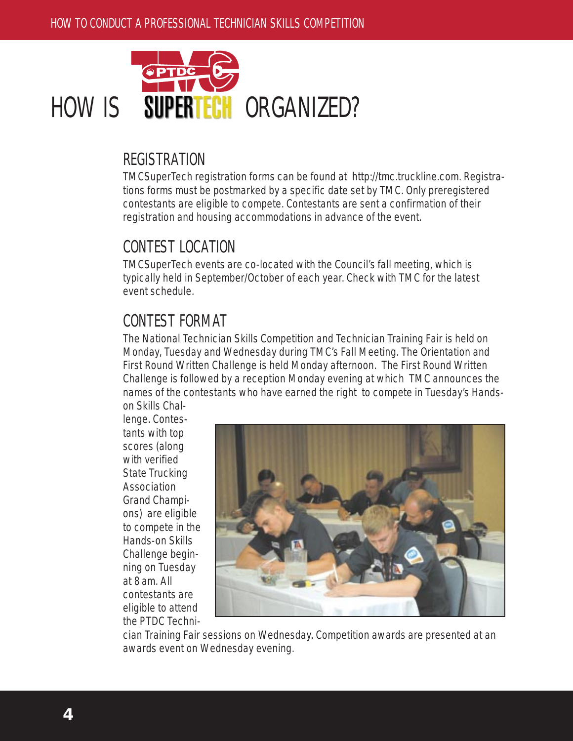# HOW IS TMC PTDC SUPERTECH ORGANIZED?

## REGISTRATION

TMCSuperTech registration forms can be found at http://tmc.truckline.com. Registrations forms must be postmarked by a specific date set by TMC. Only preregistered contestants are eligible to compete. Contestants are sent a confirmation of their registration and housing accommodations in advance of the event.

## CONTEST LOCATION

TMCSuperTech events are co-located with the Council's fall meeting, which is typically held in September/October of each year. Check with TMC for the latest event schedule.

## CONTEST FORMAT

The National Technician Skills Competition and Technician Training Fair is held on Monday, Tuesday and Wednesday during TMC's Fall Meeting. The Orientation and First Round Written Challenge is held Monday afternoon. The First Round Written Challenge is followed by a reception Monday evening at which TMC announces the names of the contestants who have earned the right to compete in Tuesday's Hands-on Skills Challenge. Contestants with top scores (along with verified State Trucking Association Grand Champions) are eligible to compete in the Hands-on Skills Challenge beginning on Tuesday at 8 am. All contestants are eligible to attend the PTDC Technician Training Fair sessions on Wednesday. Competition awards are presented at an awards event on Wednesday evening.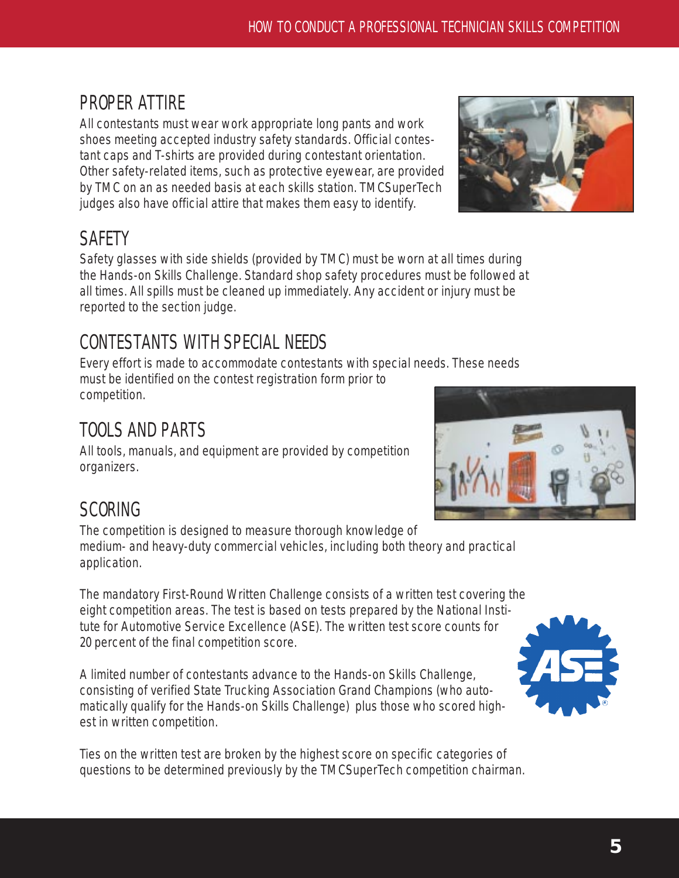## PROPER ATTIRE

All contestants must wear work appropriate long pants and work shoes meeting accepted industry safety standards. Official contestant caps and T-shirts are provided during contestant orientation. Other safety-related items, such as protective eyewear, are provided by TMC on an as needed basis at each skills station. TMCSuperTech judges also have official attire that makes them easy to identify.

## SAFETY

Safety glasses with side shields (provided by TMC) must be worn at all times during the Hands-on Skills Challenge. Standard shop safety procedures must be followed at all times. All spills must be cleaned up immediately. Any accident or injury must be reported to the section judge.

## CONTESTANTS WITH SPECIAL NEEDS

Every effort is made to accommodate contestants with special needs. These needs must be identified on the contest registration form prior to competition.

## TOOLS AND PARTS

All tools, manuals, and equipment are provided by competition organizers.

## SCORING

The competition is designed to measure thorough knowledge of medium- and heavy-duty commercial vehicles, including both theory and practical application.

The mandatory First-Round Written Challenge consists of a written test covering the eight competition areas. The test is based on tests prepared by the National Institute for Automotive Service Excellence (ASE). The written test score counts for 20 percent of the final competition score.

A limited number of contestants advance to the Hands-on Skills Challenge, consisting of verified State Trucking Association Grand Champions (who automatically qualify for the Hands-on Skills Challenge) plus those who scored highest in written competition.

Ties on the written test are broken by the highest score on specific categories of questions to be determined previously by the TMCSuperTech competition chairman.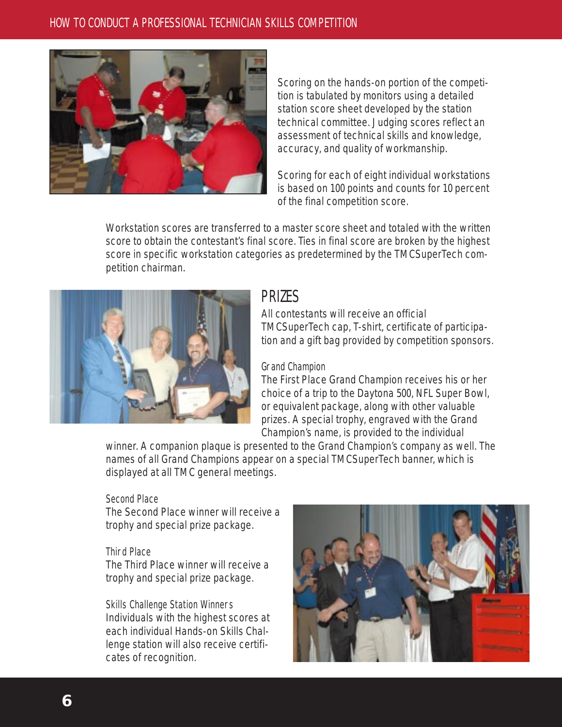Scoring on the hands-on portion of the competition is tabulated by monitors using a detailed station score sheet developed by the station technical committee. Judging scores reflect an assessment of technical skills and knowledge, accuracy, and quality of workmanship.

Scoring for each of eight individual workstations is based on 100 points and counts for 10 percent of the final competition score.

Workstation scores are transferred to a master score sheet and totaled with the written score to obtain the contestant's final score. Ties in final score are broken by the highest score in specific workstation categories as predetermined by the TMCSuperTech competition chairman.

## PRIZES

All contestants will receive an official TMCSuperTech cap, T-shirt, certificate of participation and a gift bag provided by competition sponsors.

### Grand Champion

The First Place Grand Champion receives his or her choice of a trip to the Daytona 500, NFL Super Bowl, or equivalent package, along with other valuable prizes. A special trophy, engraved with the Grand Champion's name, is provided to the individual winner. A companion plaque is presented to the Grand Champion's company as well. The names of all Grand Champions appear on a special TMCSuperTech banner, which is displayed at all TMC general meetings.

### Second Place

The Second Place winner will receive a trophy and special prize package.

### Third Place

The Third Place winner will receive a trophy and special prize package.

### Skills Challenge Station Winners

Individuals with the highest scores at each individual Hands-on Skills Challenge station will also receive certificates of recognition.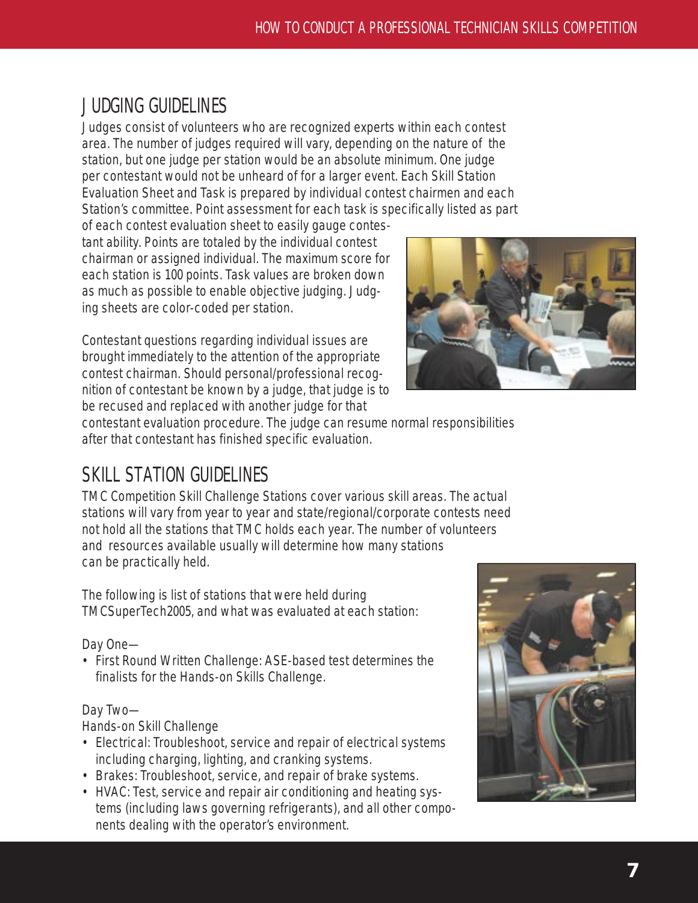## JUDGING GUIDELINES

Judges consist of volunteers who are recognized experts within each contest area. The number of judges required will vary, depending on the nature of the station, but one judge per station would be an absolute minimum. One judge per contestant would not be unheard of for a larger event. Each Skill Station Evaluation Sheet and Task is prepared by individual contest chairmen and each Station's committee. Point assessment for each task is specifically listed as part of each contest evaluation sheet to easily gauge contestant ability. Points are totaled by the individual contest chairman or assigned individual. The maximum score for each station is 100 points. Task values are broken down as much as possible to enable objective judging. Judging sheets are color-coded per station.

Contestant questions regarding individual issues are brought immediately to the attention of the appropriate contest chairman. Should personal/professional recognition of contestant be known by a judge, that judge is to be recused and replaced with another judge for that contestant evaluation procedure. The judge can resume normal responsibilities after that contestant has finished specific evaluation.

## SKILL STATION GUIDELINES

TMC Competition Skill Challenge Stations cover various skill areas. The actual stations will vary from year to year and state/regional/corporate contests need not hold all the stations that TMC holds each year. The number of volunteers and resources available usually will determine how many stations can be practically held.

The following is list of stations that were held during TMCSuperTech2005, and what was evaluated at each station:

Day One—

- First Round Written Challenge: ASE-based test determines the finalists for the Hands-on Skills Challenge.

Day Two—

Hands-on Skill Challenge

- Electrical: Troubleshoot, service and repair of electrical systems including charging, lighting, and cranking systems.
- Brakes: Troubleshoot, service, and repair of brake systems.
- HVAC: Test, service and repair air conditioning and heating systems (including laws governing refrigerants), and all other components dealing with the operator's environment.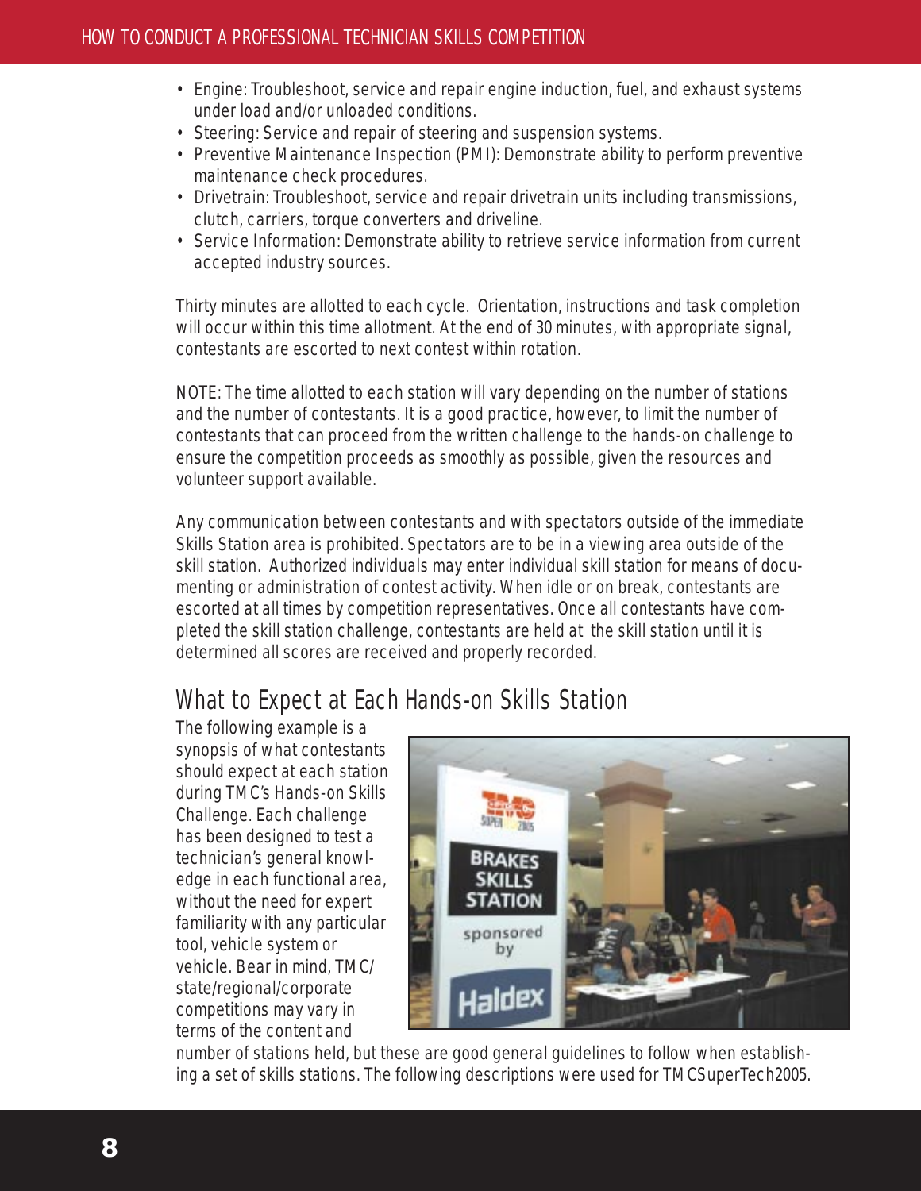- Engine: Troubleshoot, service and repair engine induction, fuel, and exhaust systems under load and/or unloaded conditions.
- Steering: Service and repair of steering and suspension systems.
- Preventive Maintenance Inspection (PMI): Demonstrate ability to perform preventive maintenance check procedures.
- Drivetrain: Troubleshoot, service and repair drivetrain units including transmissions, clutch, carriers, torque converters and driveline.
- Service Information: Demonstrate ability to retrieve service information from current accepted industry sources.

Thirty minutes are allotted to each cycle. Orientation, instructions and task completion will occur within this time allotment. At the end of 30 minutes, with appropriate signal, contestants are escorted to next contest within rotation.

NOTE: The time allotted to each station will vary depending on the number of stations and the number of contestants. It is a good practice, however, to limit the number of contestants that can proceed from the written challenge to the hands-on challenge to ensure the competition proceeds as smoothly as possible, given the resources and volunteer support available.

Any communication between contestants and with spectators outside of the immediate Skills Station area is prohibited. Spectators are to be in a viewing area outside of the skill station. Authorized individuals may enter individual skill station for means of documenting or administration of contest activity. When idle or on break, contestants are escorted at all times by competition representatives. Once all contestants have completed the skill station challenge, contestants are held at the skill station until it is determined all scores are received and properly recorded.

## What to Expect at Each Hands-on Skills Station

The following example is a synopsis of what contestants should expect at each station during TMC's Hands-on Skills Challenge. Each challenge has been designed to test a technician's general knowledge in each functional area, without the need for expert familiarity with any particular tool, vehicle system or vehicle. Bear in mind, TMC/state/regional/corporate competitions may vary in terms of the content and number of stations held, but these are good general guidelines to follow when establishing a set of skills stations. The following descriptions were used for TMC SuperTech2005.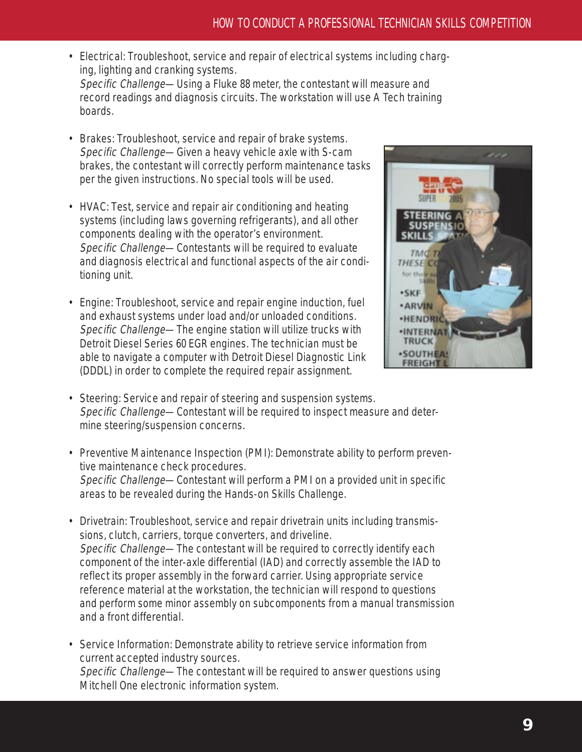- Electrical: Troubleshoot, service and repair of electrical systems including charging, lighting and cranking systems.
  *Specific Challenge*— Using a Fluke 88 meter, the contestant will measure and record readings and diagnosis circuits. The workstation will use A Tech training boards.

- Brakes: Troubleshoot, service and repair of brake systems.
  *Specific Challenge*— Given a heavy vehicle axle with S-cam brakes, the contestant will correctly perform maintenance tasks per the given instructions. No special tools will be used.

- HVAC: Test, service and repair air conditioning and heating systems (including laws governing refrigerants), and all other components dealing with the operator's environment.
  *Specific Challenge*— Contestants will be required to evaluate and diagnosis electrical and functional aspects of the air conditioning unit.

- Engine: Troubleshoot, service and repair engine induction, fuel and exhaust systems under load and/or unloaded conditions.
  *Specific Challenge*— The engine station will utilize trucks with Detroit Diesel Series 60 EGR engines. The technician must be able to navigate a computer with Detroit Diesel Diagnostic Link (DDDL) in order to complete the required repair assignment.

- Steering: Service and repair of steering and suspension systems.
  *Specific Challenge*— Contestant will be required to inspect measure and determine steering/suspension concerns.

- Preventive Maintenance Inspection (PMI): Demonstrate ability to perform preventive maintenance check procedures.
  *Specific Challenge*— Contestant will perform a PMI on a provided unit in specific areas to be revealed during the Hands-on Skills Challenge.

- Drivetrain: Troubleshoot, service and repair drivetrain units including transmissions, clutch, carriers, torque converters, and driveline.
  *Specific Challenge*— The contestant will be required to correctly identify each component of the inter-axle differential (IAD) and correctly assemble the IAD to reflect its proper assembly in the forward carrier. Using appropriate service reference material at the workstation, the technician will respond to questions and perform some minor assembly on subcomponents from a manual transmission and a front differential.

- Service Information: Demonstrate ability to retrieve service information from current accepted industry sources.
  *Specific Challenge*— The contestant will be required to answer questions using Mitchell One electronic information system.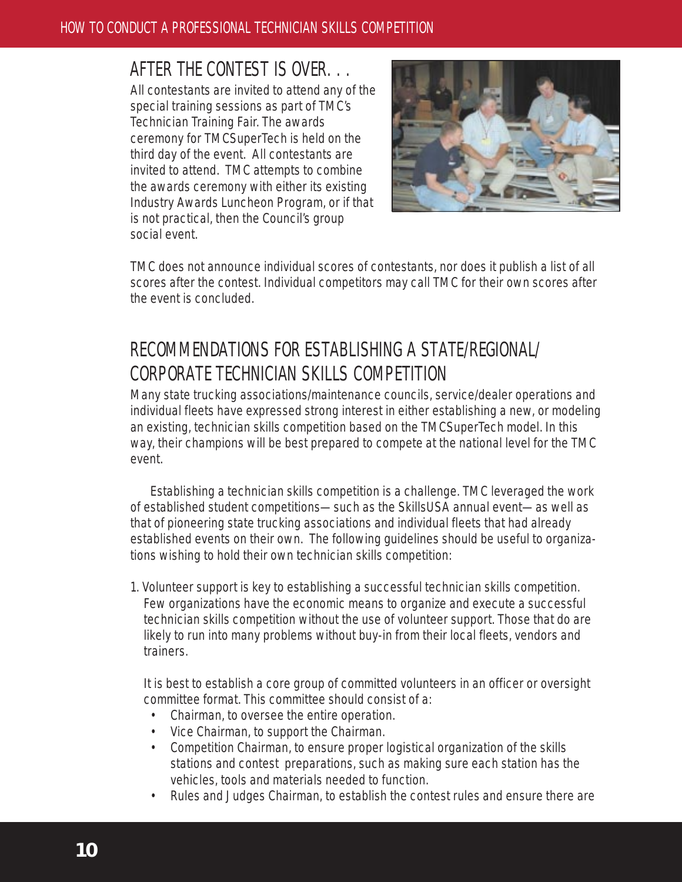## AFTER THE CONTEST IS OVER. . .

All contestants are invited to attend any of the special training sessions as part of TMC's Technician Training Fair. The awards ceremony for TMCSuperTech is held on the third day of the event. All contestants are invited to attend. TMC attempts to combine the awards ceremony with either its existing Industry Awards Luncheon Program, or if that is not practical, then the Council's group social event.

TMC does not announce individual scores of contestants, nor does it publish a list of all scores after the contest. Individual competitors may call TMC for their own scores after the event is concluded.

## RECOMMENDATIONS FOR ESTABLISHING A STATE/REGIONAL/ CORPORATE TECHNICIAN SKILLS COMPETITION

Many state trucking associations/maintenance councils, service/dealer operations and individual fleets have expressed strong interest in either establishing a new, or modeling an existing, technician skills competition based on the TMCSuperTech model. In this way, their champions will be best prepared to compete at the national level for the TMC event.

Establishing a technician skills competition is a challenge. TMC leveraged the work of established student competitions—such as the SkillsUSA annual event—as well as that of pioneering state trucking associations and individual fleets that had already established events on their own. The following guidelines should be useful to organizations wishing to hold their own technician skills competition:

1. Volunteer support is key to establishing a successful technician skills competition. Few organizations have the economic means to organize and execute a successful technician skills competition without the use of volunteer support. Those that do are likely to run into many problems without buy-in from their local fleets, vendors and trainers.

   It is best to establish a core group of committed volunteers in an officer or oversight committee format. This committee should consist of a:
   - Chairman, to oversee the entire operation.
   - Vice Chairman, to support the Chairman.
   - Competition Chairman, to ensure proper logistical organization of the skills stations and contest preparations, such as making sure each station has the vehicles, tools and materials needed to function.
   - Rules and Judges Chairman, to establish the contest rules and ensure there are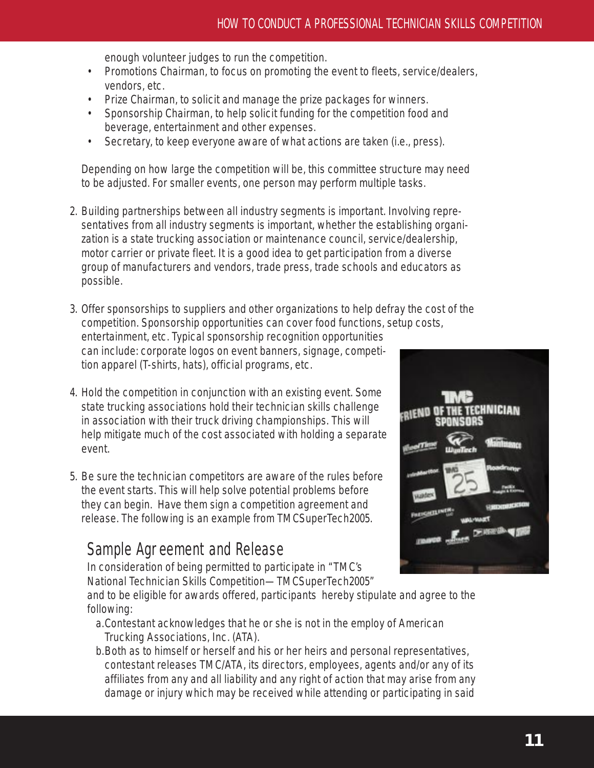enough volunteer judges to run the competition.

- Promotions Chairman, to focus on promoting the event to fleets, service/dealers, vendors, etc.
- Prize Chairman, to solicit and manage the prize packages for winners.
- Sponsorship Chairman, to help solicit funding for the competition food and beverage, entertainment and other expenses.
- Secretary, to keep everyone aware of what actions are taken (i.e., press).

Depending on how large the competition will be, this committee structure may need to be adjusted. For smaller events, one person may perform multiple tasks.

2. Building partnerships between all industry segments is important. Involving representatives from all industry segments is important, whether the establishing organization is a state trucking association or maintenance council, service/dealership, motor carrier or private fleet. It is a good idea to get participation from a diverse group of manufacturers and vendors, trade press, trade schools and educators as possible.

3. Offer sponsorships to suppliers and other organizations to help defray the cost of the competition. Sponsorship opportunities can cover food functions, setup costs, entertainment, etc. Typical sponsorship recognition opportunities can include: corporate logos on event banners, signage, competition apparel (T-shirts, hats), official programs, etc.

4. Hold the competition in conjunction with an existing event. Some state trucking associations hold their technician skills challenge in association with their truck driving championships. This will help mitigate much of the cost associated with holding a separate event.

5. Be sure the technician competitors are aware of the rules before the event starts. This will help solve potential problems before they can begin. Have them sign a competition agreement and release. The following is an example from TMC SuperTech2005.

## Sample Agreement and Release

In consideration of being permitted to participate in "TMC's National Technician Skills Competition—TMC SuperTech2005" and to be eligible for awards offered, participants hereby stipulate and agree to the following:

a. Contestant acknowledges that he or she is not in the employ of American Trucking Associations, Inc. (ATA).

b. Both as to himself or herself and his or her heirs and personal representatives, contestant releases TMC/ATA, its directors, employees, agents and/or any of its affiliates from any and all liability and any right of action that may arise from any damage or injury which may be received while attending or participating in said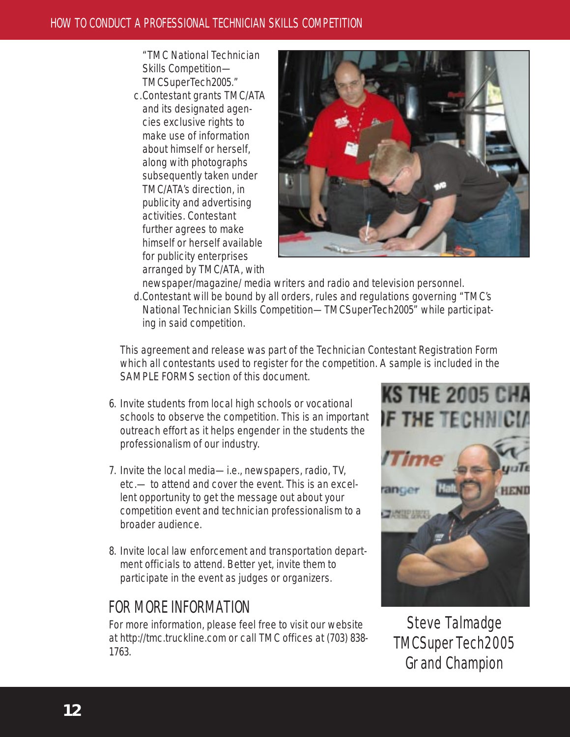"TMC National Technician Skills Competition—TMCSuperTech2005."

c. Contestant grants TMC/ATA and its designated agencies exclusive rights to make use of information about himself or herself, along with photographs subsequently taken under TMC/ATA's direction, in publicity and advertising activities. Contestant further agrees to make himself or herself available for publicity enterprises arranged by TMC/ATA, with newspaper/magazine/ media writers and radio and television personnel.

d. Contestant will be bound by all orders, rules and regulations governing "TMC's National Technician Skills Competition—TMCSuperTech2005" while participating in said competition.

This agreement and release was part of the Technician Contestant Registration Form which all contestants used to register for the competition. A sample is included in the SAMPLE FORMS section of this document.

6. Invite students from local high schools or vocational schools to observe the competition. This is an important outreach effort as it helps engender in the students the professionalism of our industry.

7. Invite the local media—i.e., newspapers, radio, TV, etc.— to attend and cover the event. This is an excellent opportunity to get the message out about your competition event and technician professionalism to a broader audience.

8. Invite local law enforcement and transportation department officials to attend. Better yet, invite them to participate in the event as judges or organizers.

## FOR MORE INFORMATION

For more information, please feel free to visit our website at http://tmc.truckline.com or call TMC offices at (703) 838-1763.

Steve Talmadge
TMCSuperTech2005
Grand Champion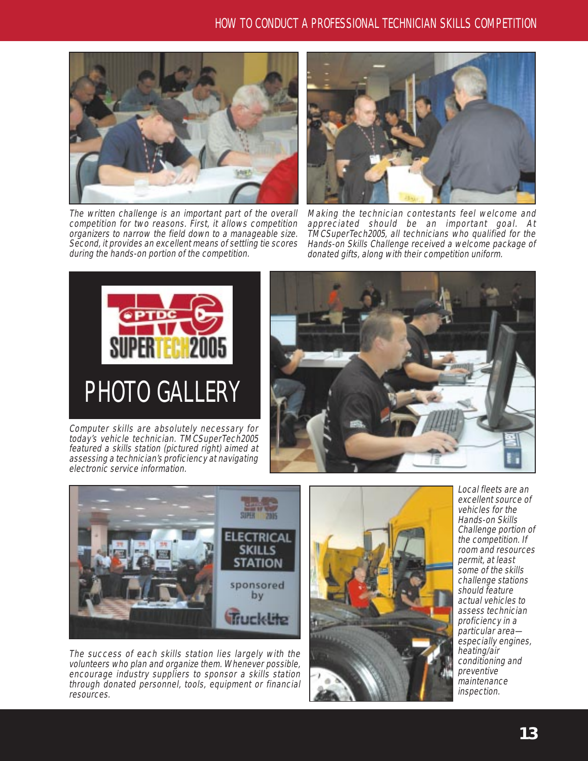The written challenge is an important part of the overall competition for two reasons. First, it allows competition organizers to narrow the field down to a manageable size. Second, it provides an excellent means of settling tie scores during the hands-on portion of the competition.

Making the technician contestants feel welcome and appreciated should be an important goal. At TMCSuperTech2005, all technicians who qualified for the Hands-on Skills Challenge received a welcome package of donated gifts, along with their competition uniform.

# PHOTO GALLERY

Computer skills are absolutely necessary for today's vehicle technician. TMCSuperTech2005 featured a skills station (pictured right) aimed at assessing a technician's proficiency at navigating electronic service information.

The success of each skills station lies largely with the volunteers who plan and organize them. Whenever possible, encourage industry suppliers to sponsor a skills station through donated personnel, tools, equipment or financial resources.

Local fleets are an excellent source of vehicles for the Hands-on Skills Challenge portion of the competition. If room and resources permit, at least some of the skills challenge stations should feature actual vehicles to assess technician proficiency in a particular area—especially engines, heating/air conditioning and preventive maintenance inspection.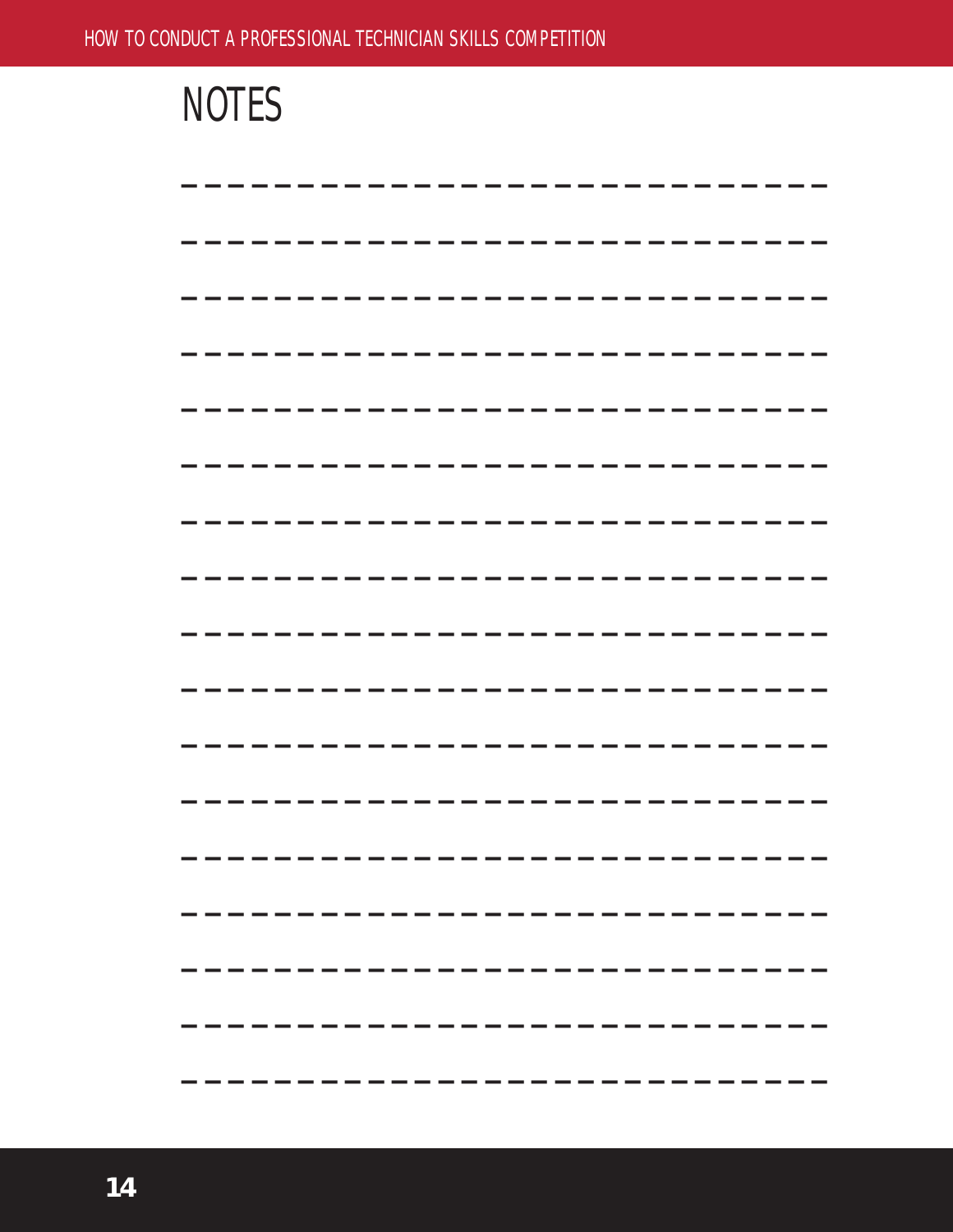# NOTES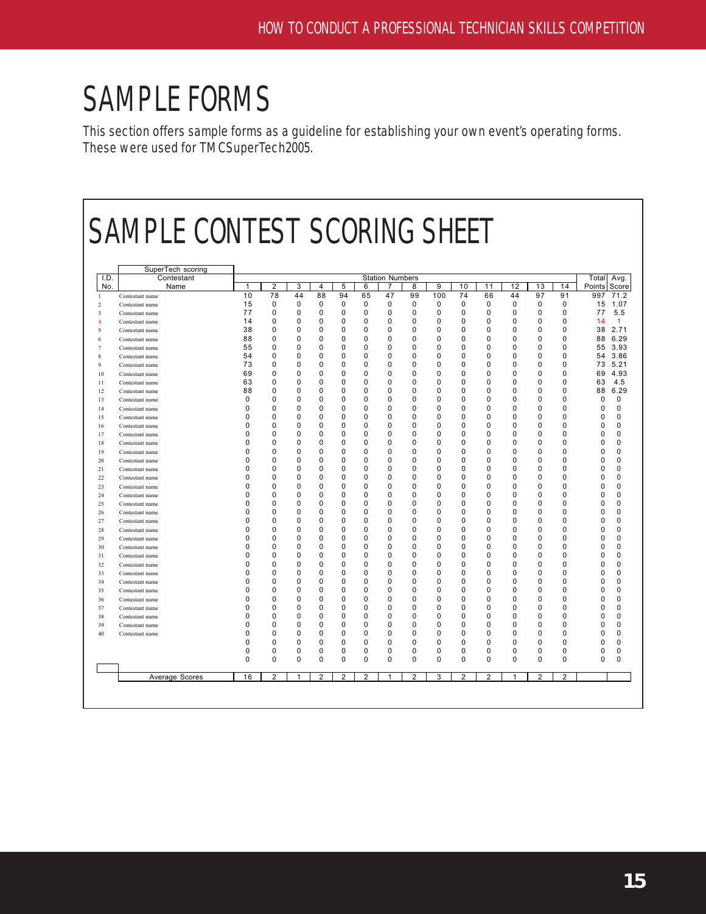# SAMPLE FORMS

This section offers sample forms as a guideline for establishing your own event's operating forms. These were used for TMC SuperTech2005.

## SAMPLE CONTEST SCORING SHEET

| I.D. No. | SuperTech scoring Contestant Name | Station Numbers 1 | 2 | 3 | 4 | 5 | 6 | 7 | 8 | 9 | 10 | 11 | 12 | 13 | 14 | Total Points | Avg. Score |
|---|---|---|---|---|---|---|---|---|---|---|---|---|---|---|---|---|---|
| 1 | Contestant name | 10 | 78 | 44 | 88 | 94 | 65 | 47 | 99 | 100 | 74 | 66 | 44 | 97 | 91 | 997 | 71.2 |
| 2 | Contestant name | 15 | 0 | 0 | 0 | 0 | 0 | 0 | 0 | 0 | 0 | 0 | 0 | 0 | 0 | 15 | 1.07 |
| 3 | Contestant name | 77 | 0 | 0 | 0 | 0 | 0 | 0 | 0 | 0 | 0 | 0 | 0 | 0 | 0 | 77 | 5.5 |
| 4 | Contestant name | 14 | 0 | 0 | 0 | 0 | 0 | 0 | 0 | 0 | 0 | 0 | 0 | 0 | 0 | 14 | 1 |
| 5 | Contestant name | 38 | 0 | 0 | 0 | 0 | 0 | 0 | 0 | 0 | 0 | 0 | 0 | 0 | 0 | 38 | 2.71 |
| 6 | Contestant name | 88 | 0 | 0 | 0 | 0 | 0 | 0 | 0 | 0 | 0 | 0 | 0 | 0 | 0 | 88 | 6.29 |
| 7 | Contestant name | 55 | 0 | 0 | 0 | 0 | 0 | 0 | 0 | 0 | 0 | 0 | 0 | 0 | 0 | 55 | 3.93 |
| 8 | Contestant name | 54 | 0 | 0 | 0 | 0 | 0 | 0 | 0 | 0 | 0 | 0 | 0 | 0 | 0 | 54 | 3.86 |
| 9 | Contestant name | 73 | 0 | 0 | 0 | 0 | 0 | 0 | 0 | 0 | 0 | 0 | 0 | 0 | 0 | 73 | 5.21 |
| 10 | Contestant name | 69 | 0 | 0 | 0 | 0 | 0 | 0 | 0 | 0 | 0 | 0 | 0 | 0 | 0 | 69 | 4.93 |
| 11 | Contestant name | 63 | 0 | 0 | 0 | 0 | 0 | 0 | 0 | 0 | 0 | 0 | 0 | 0 | 0 | 63 | 4.5 |
| 12 | Contestant name | 88 | 0 | 0 | 0 | 0 | 0 | 0 | 0 | 0 | 0 | 0 | 0 | 0 | 0 | 88 | 6.29 |
| 13 | Contestant name | 0 | 0 | 0 | 0 | 0 | 0 | 0 | 0 | 0 | 0 | 0 | 0 | 0 | 0 | 0 | 0 |
| 14 | Contestant name | 0 | 0 | 0 | 0 | 0 | 0 | 0 | 0 | 0 | 0 | 0 | 0 | 0 | 0 | 0 | 0 |
| 15 | Contestant name | 0 | 0 | 0 | 0 | 0 | 0 | 0 | 0 | 0 | 0 | 0 | 0 | 0 | 0 | 0 | 0 |
| 16 | Contestant name | 0 | 0 | 0 | 0 | 0 | 0 | 0 | 0 | 0 | 0 | 0 | 0 | 0 | 0 | 0 | 0 |
| 17 | Contestant name | 0 | 0 | 0 | 0 | 0 | 0 | 0 | 0 | 0 | 0 | 0 | 0 | 0 | 0 | 0 | 0 |
| 18 | Contestant name | 0 | 0 | 0 | 0 | 0 | 0 | 0 | 0 | 0 | 0 | 0 | 0 | 0 | 0 | 0 | 0 |
| 19 | Contestant name | 0 | 0 | 0 | 0 | 0 | 0 | 0 | 0 | 0 | 0 | 0 | 0 | 0 | 0 | 0 | 0 |
| 20 | Contestant name | 0 | 0 | 0 | 0 | 0 | 0 | 0 | 0 | 0 | 0 | 0 | 0 | 0 | 0 | 0 | 0 |
| 21 | Contestant name | 0 | 0 | 0 | 0 | 0 | 0 | 0 | 0 | 0 | 0 | 0 | 0 | 0 | 0 | 0 | 0 |
| 22 | Contestant name | 0 | 0 | 0 | 0 | 0 | 0 | 0 | 0 | 0 | 0 | 0 | 0 | 0 | 0 | 0 | 0 |
| 23 | Contestant name | 0 | 0 | 0 | 0 | 0 | 0 | 0 | 0 | 0 | 0 | 0 | 0 | 0 | 0 | 0 | 0 |
| 24 | Contestant name | 0 | 0 | 0 | 0 | 0 | 0 | 0 | 0 | 0 | 0 | 0 | 0 | 0 | 0 | 0 | 0 |
| 25 | Contestant name | 0 | 0 | 0 | 0 | 0 | 0 | 0 | 0 | 0 | 0 | 0 | 0 | 0 | 0 | 0 | 0 |
| 26 | Contestant name | 0 | 0 | 0 | 0 | 0 | 0 | 0 | 0 | 0 | 0 | 0 | 0 | 0 | 0 | 0 | 0 |
| 27 | Contestant name | 0 | 0 | 0 | 0 | 0 | 0 | 0 | 0 | 0 | 0 | 0 | 0 | 0 | 0 | 0 | 0 |
| 28 | Contestant name | 0 | 0 | 0 | 0 | 0 | 0 | 0 | 0 | 0 | 0 | 0 | 0 | 0 | 0 | 0 | 0 |
| 29 | Contestant name | 0 | 0 | 0 | 0 | 0 | 0 | 0 | 0 | 0 | 0 | 0 | 0 | 0 | 0 | 0 | 0 |
| 30 | Contestant name | 0 | 0 | 0 | 0 | 0 | 0 | 0 | 0 | 0 | 0 | 0 | 0 | 0 | 0 | 0 | 0 |
| 31 | Contestant name | 0 | 0 | 0 | 0 | 0 | 0 | 0 | 0 | 0 | 0 | 0 | 0 | 0 | 0 | 0 | 0 |
| 32 | Contestant name | 0 | 0 | 0 | 0 | 0 | 0 | 0 | 0 | 0 | 0 | 0 | 0 | 0 | 0 | 0 | 0 |
| 33 | Contestant name | 0 | 0 | 0 | 0 | 0 | 0 | 0 | 0 | 0 | 0 | 0 | 0 | 0 | 0 | 0 | 0 |
| 34 | Contestant name | 0 | 0 | 0 | 0 | 0 | 0 | 0 | 0 | 0 | 0 | 0 | 0 | 0 | 0 | 0 | 0 |
| 35 | Contestant name | 0 | 0 | 0 | 0 | 0 | 0 | 0 | 0 | 0 | 0 | 0 | 0 | 0 | 0 | 0 | 0 |
| 36 | Contestant name | 0 | 0 | 0 | 0 | 0 | 0 | 0 | 0 | 0 | 0 | 0 | 0 | 0 | 0 | 0 | 0 |
| 37 | Contestant name | 0 | 0 | 0 | 0 | 0 | 0 | 0 | 0 | 0 | 0 | 0 | 0 | 0 | 0 | 0 | 0 |
| 38 | Contestant name | 0 | 0 | 0 | 0 | 0 | 0 | 0 | 0 | 0 | 0 | 0 | 0 | 0 | 0 | 0 | 0 |
| 39 | Contestant name | 0 | 0 | 0 | 0 | 0 | 0 | 0 | 0 | 0 | 0 | 0 | 0 | 0 | 0 | 0 | 0 |
| 40 | Contestant name | 0 | 0 | 0 | 0 | 0 | 0 | 0 | 0 | 0 | 0 | 0 | 0 | 0 | 0 | 0 | 0 |
| | | 0 | 0 | 0 | 0 | 0 | 0 | 0 | 0 | 0 | 0 | 0 | 0 | 0 | 0 | 0 | 0 |
| | | 0 | 0 | 0 | 0 | 0 | 0 | 0 | 0 | 0 | 0 | 0 | 0 | 0 | 0 | 0 | 0 |
| | | 0 | 0 | 0 | 0 | 0 | 0 | 0 | 0 | 0 | 0 | 0 | 0 | 0 | 0 | 0 | 0 |
| | Average Scores | 16 | 2 | 1 | 2 | 2 | 2 | 1 | 2 | 3 | 2 | 2 | 1 | 2 | 2 | | |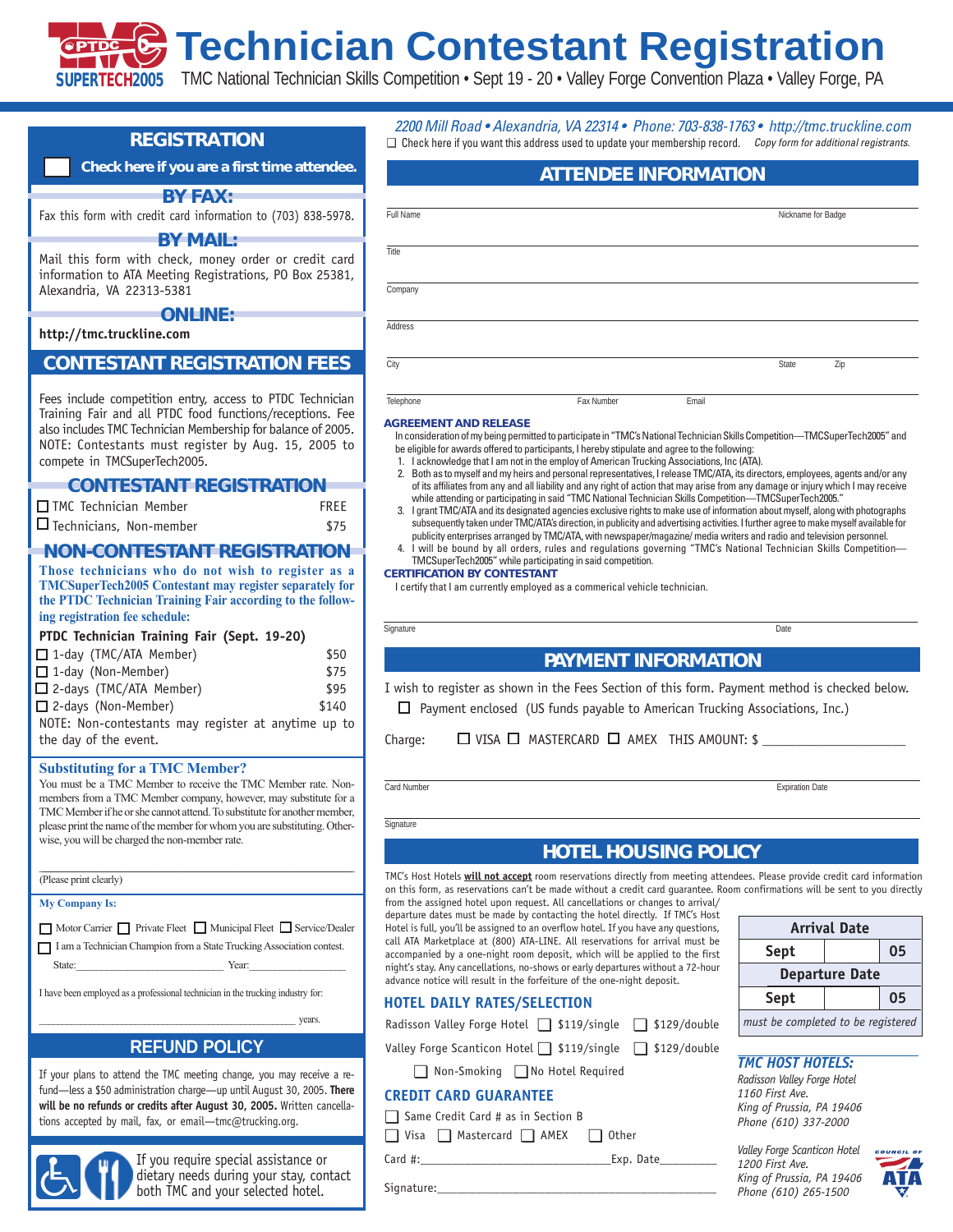# Technician Contestant Registration

SUPERTECH2005

TMC National Technician Skills Competition • Sept 19 - 20 • Valley Forge Convention Plaza • Valley Forge, PA

## REGISTRATION

☐ Check here if you are a first time attendee.

### BY FAX:

Fax this form with credit card information to (703) 838-5978.

### BY MAIL:

Mail this form with check, money order or credit card information to ATA Meeting Registrations, PO Box 25381, Alexandria, VA 22313-5381

### ONLINE:

http://tmc.truckline.com

## CONTESTANT REGISTRATION FEES

Fees include competition entry, access to PTDC Technician Training Fair and all PTDC food functions/receptions. Fee also includes TMC Technician Membership for balance of 2005. NOTE: Contestants must register by Aug. 15, 2005 to compete in TMCSuperTech2005.

## CONTESTANT REGISTRATION

| | |
|---|---|
| ☐ TMC Technician Member | FREE |
| ☐ Technicians, Non-member | $75 |

## NON-CONTESTANT REGISTRATION

**Those technicians who do not wish to register as a TMCSuperTech2005 Contestant may register separately for the PTDC Technician Training Fair according to the following registration fee schedule:**

**PTDC Technician Training Fair (Sept. 19-20)**

| | |
|---|---|
| ☐ 1-day (TMC/ATA Member) | $50 |
| ☐ 1-day (Non-Member) | $75 |
| ☐ 2-days (TMC/ATA Member) | $95 |
| ☐ 2-days (Non-Member) | $140 |

NOTE: Non-contestants may register at anytime up to the day of the event.

### Substituting for a TMC Member?

You must be a TMC Member to receive the TMC Member rate. Non-members from a TMC Member company, however, may substitute for a TMC Member if he or she cannot attend. To substitute for another member, please print the name of the member for whom you are substituting. Otherwise, you will be charged the non-member rate.

\_\_\_\_\_\_\_\_\_\_\_\_\_\_\_\_\_\_\_\_\_\_\_\_\_\_\_\_\_\_\_\_\_\_\_\_\_\_\_\_\_\_\_\_

(Please print clearly)

**My Company Is:**

☐ Motor Carrier ☐ Private Fleet ☐ Municipal Fleet ☐ Service/Dealer

☐ I am a Technician Champion from a State Trucking Association contest.

State:\_\_\_\_\_\_\_\_\_\_\_\_\_\_\_\_\_\_\_\_ Year:\_\_\_\_\_\_\_\_\_\_\_\_\_\_

I have been employed as a professional technician in the trucking industry for:

\_\_\_\_\_\_\_\_\_\_\_\_\_\_\_\_\_\_\_\_\_\_\_\_\_\_\_\_\_\_\_\_\_\_\_\_\_\_ years.

## REFUND POLICY

If your plans to attend the TMC meeting change, you may receive a refund—less a $50 administration charge—up until August 30, 2005. **There will be no refunds or credits after August 30, 2005.** Written cancellations accepted by mail, fax, or email—tmc@trucking.org.

If you require special assistance or dietary needs during your stay, contact both TMC and your selected hotel.

---

*2200 Mill Road • Alexandria, VA 22314 • Phone: 703-838-1763 • http://tmc.truckline.com*

☐ Check here if you want this address used to update your membership record. *Copy form for additional registrants.*

## ATTENDEE INFORMATION

Full Name \_\_\_\_\_\_\_\_\_\_\_\_\_\_\_\_\_\_\_\_ Nickname for Badge \_\_\_\_\_\_\_\_\_\_

Title \_\_\_\_\_\_\_\_\_\_\_\_\_\_\_\_\_\_\_\_

Company \_\_\_\_\_\_\_\_\_\_\_\_\_\_\_\_\_\_\_\_

Address \_\_\_\_\_\_\_\_\_\_\_\_\_\_\_\_\_\_\_\_

City \_\_\_\_\_\_\_\_\_\_ State \_\_\_\_ Zip \_\_\_\_

Telephone \_\_\_\_\_\_\_\_ Fax Number \_\_\_\_\_\_\_\_ Email \_\_\_\_\_\_\_\_

### AGREEMENT AND RELEASE

In consideration of my being permitted to participate in "TMC's National Technician Skills Competition—TMCSuperTech2005" and be eligible for awards offered to participants, I hereby stipulate and agree to the following:

1. I acknowledge that I am not in the employ of American Trucking Associations, Inc (ATA).
2. Both as to myself and my heirs and personal representatives, I release TMC/ATA, its directors, employees, agents and/or any of its affiliates from any and all liability and any right of action that may arise from any damage or injury which I may receive while attending or participating in said "TMC National Technician Skills Competition—TMCSuperTech2005."
3. I grant TMC/ATA and its designated agencies exclusive rights to make use of information about myself, along with photographs subsequently taken under TMC/ATA's direction, in publicity and advertising activities. I further agree to make myself available for publicity enterprises arranged by TMC/ATA, with newspaper/magazine/ media writers and radio and television personnel.
4. I will be bound by all orders, rules and regulations governing "TMC's National Technician Skills Competition—TMCSuperTech2005" while participating in said competition.

### CERTIFICATION BY CONTESTANT

I certify that I am currently employed as a commerical vehicle technician.

Signature \_\_\_\_\_\_\_\_\_\_\_\_\_\_\_\_\_\_\_\_ Date \_\_\_\_\_\_\_\_

## PAYMENT INFORMATION

I wish to register as shown in the Fees Section of this form. Payment method is checked below.

☐ Payment enclosed (US funds payable to American Trucking Associations, Inc.)

Charge: ☐ VISA ☐ MASTERCARD ☐ AMEX THIS AMOUNT: $ \_\_\_\_\_\_\_\_\_\_\_\_\_\_\_\_

Card Number \_\_\_\_\_\_\_\_\_\_\_\_\_\_\_\_\_\_\_\_ Expiration Date \_\_\_\_\_\_\_\_

Signature \_\_\_\_\_\_\_\_\_\_\_\_\_\_\_\_\_\_\_\_

## HOTEL HOUSING POLICY

TMC's Host Hotels **will not accept** room reservations directly from meeting attendees. Please provide credit card information on this form, as reservations can't be made without a credit card guarantee. Room confirmations will be sent to you directly from the assigned hotel upon request. All cancellations or changes to arrival/departure dates must be made by contacting the hotel directly. If TMC's Host Hotel is full, you'll be assigned to an overflow hotel. If you have any questions, call ATA Marketplace at (800) ATA-LINE. All reservations for arrival must be accompanied by a one-night room deposit, which will be applied to the first night's stay. Any cancellations, no-shows or early departures without a 72-hour advance notice will result in the forfeiture of the one-night deposit.

| Arrival Date | | |
|---|---|---|
| Sept | | 05 |
| **Departure Date** | | |
| Sept | | 05 |
| *must be completed to be registered* | | |

### HOTEL DAILY RATES/SELECTION

Radisson Valley Forge Hotel ☐ $119/single ☐ $129/double

Valley Forge Scanticon Hotel ☐ $119/single ☐ $129/double

☐ Non-Smoking ☐ No Hotel Required

### CREDIT CARD GUARANTEE

☐ Same Credit Card # as in Section B

☐ Visa ☐ Mastercard ☐ AMEX ☐ Other

Card #:\_\_\_\_\_\_\_\_\_\_\_\_\_\_\_\_\_\_\_\_\_\_\_\_\_\_Exp. Date\_\_\_\_\_\_\_\_

Signature:\_\_\_\_\_\_\_\_\_\_\_\_\_\_\_\_\_\_\_\_\_\_\_\_\_\_\_\_\_\_\_\_\_\_\_\_

### TMC HOST HOTELS:

*Radisson Valley Forge Hotel*
*1160 First Ave.*
*King of Prussia, PA 19406*
*Phone (610) 337-2000*

*Valley Forge Scanticon Hotel*
*1200 First Ave.*
*King of Prussia, PA 19406*
*Phone (610) 265-1500*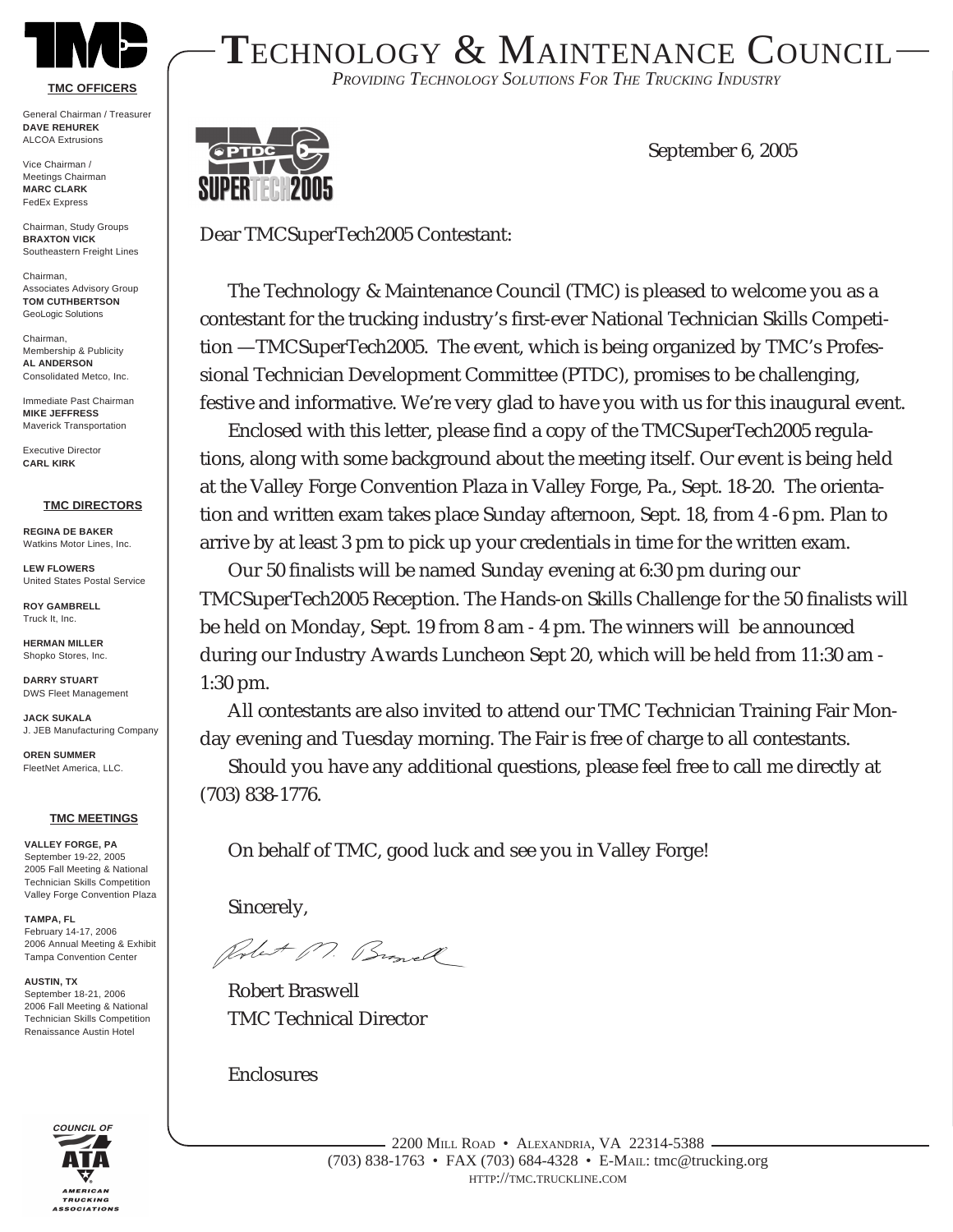# TECHNOLOGY & MAINTENANCE COUNCIL

*PROVIDING TECHNOLOGY SOLUTIONS FOR THE TRUCKING INDUSTRY*

**TMC OFFICERS**

General Chairman / Treasurer
**DAVE REHUREK**
ALCOA Extrusions

Vice Chairman / Meetings Chairman
**MARC CLARK**
FedEx Express

Chairman, Study Groups
**BRAXTON VICK**
Southeastern Freight Lines

Chairman, Associates Advisory Group
**TOM CUTHBERTSON**
GeoLogic Solutions

Chairman, Membership & Publicity
**AL ANDERSON**
Consolidated Metco, Inc.

Immediate Past Chairman
**MIKE JEFFRESS**
Maverick Transportation

Executive Director
**CARL KIRK**

**TMC DIRECTORS**

**REGINA DE BAKER**
Watkins Motor Lines, Inc.

**LEW FLOWERS**
United States Postal Service

**ROY GAMBRELL**
Truck It, Inc.

**HERMAN MILLER**
Shopko Stores, Inc.

**DARRY STUART**
DWS Fleet Management

**JACK SUKALA**
J. JEB Manufacturing Company

**OREN SUMMER**
FleetNet America, LLC.

**TMC MEETINGS**

**VALLEY FORGE, PA**
September 19-22, 2005
2005 Fall Meeting & National Technician Skills Competition
Valley Forge Convention Plaza

**TAMPA, FL**
February 14-17, 2006
2006 Annual Meeting & Exhibit
Tampa Convention Center

**AUSTIN, TX**
September 18-21, 2006
2006 Fall Meeting & National Technician Skills Competition
Renaissance Austin Hotel

---

September 6, 2005

Dear TMCSuperTech2005 Contestant:

The Technology & Maintenance Council (TMC) is pleased to welcome you as a contestant for the trucking industry's first-ever National Technician Skills Competition —TMCSuperTech2005. The event, which is being organized by TMC's Professional Technician Development Committee (PTDC), promises to be challenging, festive and informative. We're very glad to have you with us for this inaugural event.

Enclosed with this letter, please find a copy of the TMCSuperTech2005 regulations, along with some background about the meeting itself. Our event is being held at the Valley Forge Convention Plaza in Valley Forge, Pa., Sept. 18-20. The orientation and written exam takes place Sunday afternoon, Sept. 18, from 4 -6 pm. Plan to arrive by at least 3 pm to pick up your credentials in time for the written exam.

Our 50 finalists will be named Sunday evening at 6:30 pm during our TMCSuperTech2005 Reception. The Hands-on Skills Challenge for the 50 finalists will be held on Monday, Sept. 19 from 8 am - 4 pm. The winners will be announced during our Industry Awards Luncheon Sept 20, which will be held from 11:30 am - 1:30 pm.

All contestants are also invited to attend our TMC Technician Training Fair Monday evening and Tuesday morning. The Fair is free of charge to all contestants.

Should you have any additional questions, please feel free to call me directly at (703) 838-1776.

On behalf of TMC, good luck and see you in Valley Forge!

Sincerely,

Robert Braswell
TMC Technical Director

Enclosures

2200 MILL ROAD • ALEXANDRIA, VA 22314-5388
(703) 838-1763 • FAX (703) 684-4328 • E-MAIL: tmc@trucking.org
HTTP://TMC.TRUCKLINE.COM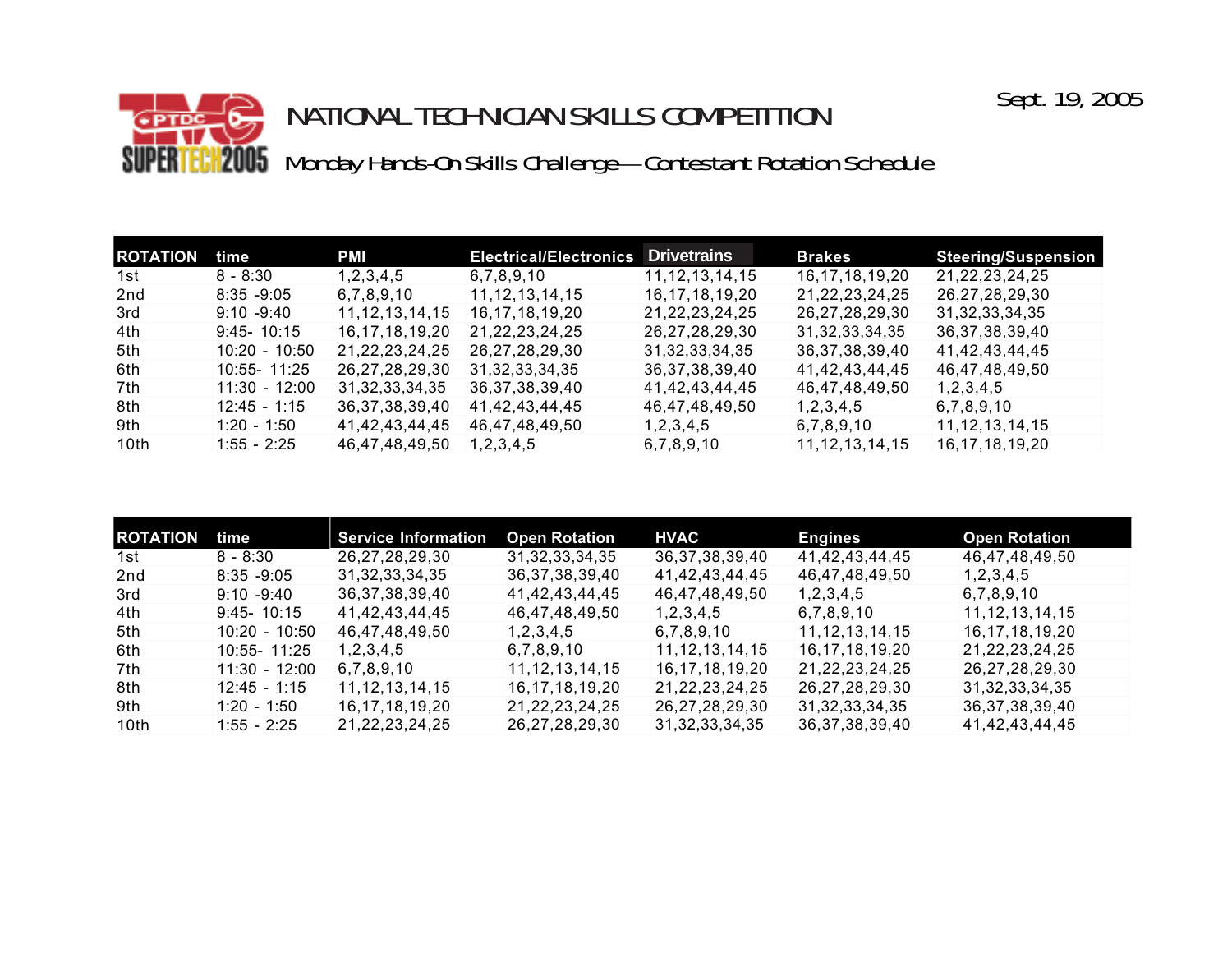Sept. 19, 2005

# NATIONAL TECHNICIAN SKILLS COMPETITION

## Monday Hands-On Skills Challenge—Contestant Rotation Schedule

| ROTATION | time | PMI | Electrical/Electronics | Drivetrains | Brakes | Steering/Suspension |
|---|---|---|---|---|---|---|
| 1st | 8 - 8:30 | 1,2,3,4,5 | 6,7,8,9,10 | 11,12,13,14,15 | 16,17,18,19,20 | 21,22,23,24,25 |
| 2nd | 8:35 -9:05 | 6,7,8,9,10 | 11,12,13,14,15 | 16,17,18,19,20 | 21,22,23,24,25 | 26,27,28,29,30 |
| 3rd | 9:10 -9:40 | 11,12,13,14,15 | 16,17,18,19,20 | 21,22,23,24,25 | 26,27,28,29,30 | 31,32,33,34,35 |
| 4th | 9:45- 10:15 | 16,17,18,19,20 | 21,22,23,24,25 | 26,27,28,29,30 | 31,32,33,34,35 | 36,37,38,39,40 |
| 5th | 10:20 - 10:50 | 21,22,23,24,25 | 26,27,28,29,30 | 31,32,33,34,35 | 36,37,38,39,40 | 41,42,43,44,45 |
| 6th | 10:55- 11:25 | 26,27,28,29,30 | 31,32,33,34,35 | 36,37,38,39,40 | 41,42,43,44,45 | 46,47,48,49,50 |
| 7th | 11:30 - 12:00 | 31,32,33,34,35 | 36,37,38,39,40 | 41,42,43,44,45 | 46,47,48,49,50 | 1,2,3,4,5 |
| 8th | 12:45 - 1:15 | 36,37,38,39,40 | 41,42,43,44,45 | 46,47,48,49,50 | 1,2,3,4,5 | 6,7,8,9,10 |
| 9th | 1:20 - 1:50 | 41,42,43,44,45 | 46,47,48,49,50 | 1,2,3,4,5 | 6,7,8,9,10 | 11,12,13,14,15 |
| 10th | 1:55 - 2:25 | 46,47,48,49,50 | 1,2,3,4,5 | 6,7,8,9,10 | 11,12,13,14,15 | 16,17,18,19,20 |

| ROTATION | time | Service Information | Open Rotation | HVAC | Engines | Open Rotation |
|---|---|---|---|---|---|---|
| 1st | 8 - 8:30 | 26,27,28,29,30 | 31,32,33,34,35 | 36,37,38,39,40 | 41,42,43,44,45 | 46,47,48,49,50 |
| 2nd | 8:35 -9:05 | 31,32,33,34,35 | 36,37,38,39,40 | 41,42,43,44,45 | 46,47,48,49,50 | 1,2,3,4,5 |
| 3rd | 9:10 -9:40 | 36,37,38,39,40 | 41,42,43,44,45 | 46,47,48,49,50 | 1,2,3,4,5 | 6,7,8,9,10 |
| 4th | 9:45- 10:15 | 41,42,43,44,45 | 46,47,48,49,50 | 1,2,3,4,5 | 6,7,8,9,10 | 11,12,13,14,15 |
| 5th | 10:20 - 10:50 | 46,47,48,49,50 | 1,2,3,4,5 | 6,7,8,9,10 | 11,12,13,14,15 | 16,17,18,19,20 |
| 6th | 10:55- 11:25 | 1,2,3,4,5 | 6,7,8,9,10 | 11,12,13,14,15 | 16,17,18,19,20 | 21,22,23,24,25 |
| 7th | 11:30 - 12:00 | 6,7,8,9,10 | 11,12,13,14,15 | 16,17,18,19,20 | 21,22,23,24,25 | 26,27,28,29,30 |
| 8th | 12:45 - 1:15 | 11,12,13,14,15 | 16,17,18,19,20 | 21,22,23,24,25 | 26,27,28,29,30 | 31,32,33,34,35 |
| 9th | 1:20 - 1:50 | 16,17,18,19,20 | 21,22,23,24,25 | 26,27,28,29,30 | 31,32,33,34,35 | 36,37,38,39,40 |
| 10th | 1:55 - 2:25 | 21,22,23,24,25 | 26,27,28,29,30 | 31,32,33,34,35 | 36,37,38,39,40 | 41,42,43,44,45 |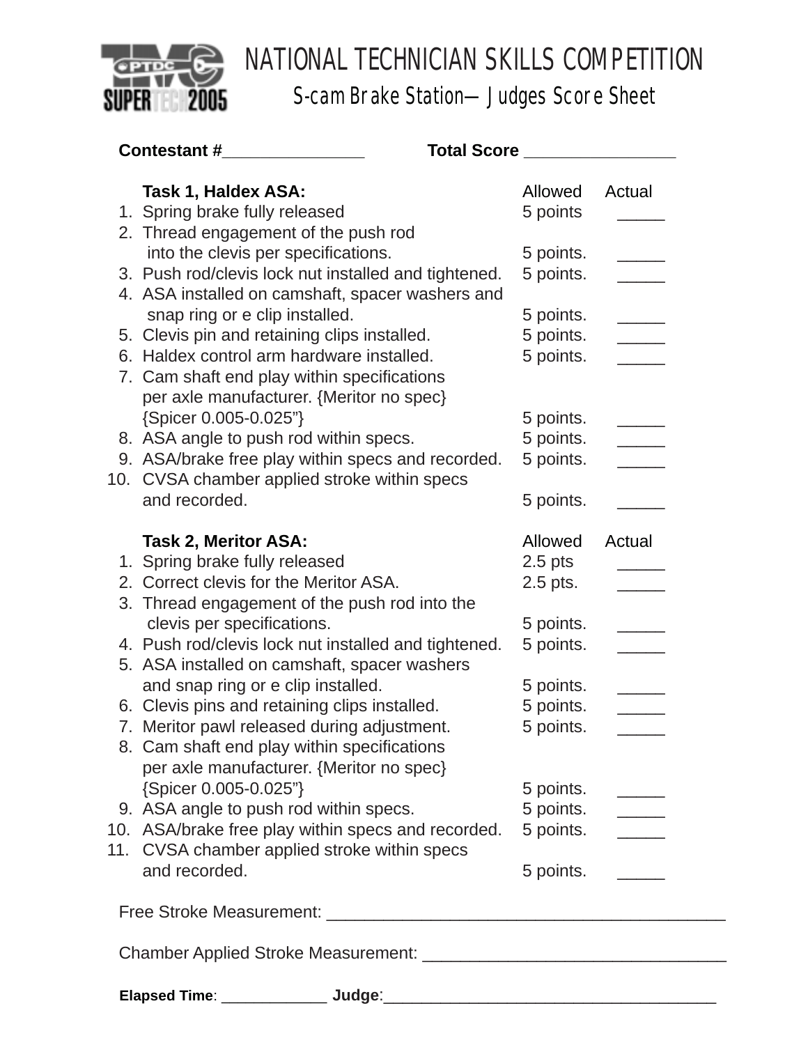# NATIONAL TECHNICIAN SKILLS COMPETITION

## S-cam Brake Station— Judges Score Sheet

**Contestant #**_______________ **Total Score** ________________

| | **Task 1, Haldex ASA:** | Allowed | Actual |
|---|---|---|---|
| 1. | Spring brake fully released | 5 points | _____ |
| 2. | Thread engagement of the push rod into the clevis per specifications. | 5 points. | _____ |
| 3. | Push rod/clevis lock nut installed and tightened. | 5 points. | _____ |
| 4. | ASA installed on camshaft, spacer washers and snap ring or e clip installed. | 5 points. | _____ |
| 5. | Clevis pin and retaining clips installed. | 5 points. | _____ |
| 6. | Haldex control arm hardware installed. | 5 points. | _____ |
| 7. | Cam shaft end play within specifications per axle manufacturer. {Meritor no spec} {Spicer 0.005-0.025"} | 5 points. | _____ |
| 8. | ASA angle to push rod within specs. | 5 points. | _____ |
| 9. | ASA/brake free play within specs and recorded. | 5 points. | _____ |
| 10. | CVSA chamber applied stroke within specs and recorded. | 5 points. | _____ |

| | **Task 2, Meritor ASA:** | Allowed | Actual |
|---|---|---|---|
| 1. | Spring brake fully released | 2.5 pts | _____ |
| 2. | Correct clevis for the Meritor ASA. | 2.5 pts. | _____ |
| 3. | Thread engagement of the push rod into the clevis per specifications. | 5 points. | _____ |
| 4. | Push rod/clevis lock nut installed and tightened. | 5 points. | _____ |
| 5. | ASA installed on camshaft, spacer washers and snap ring or e clip installed. | 5 points. | _____ |
| 6. | Clevis pins and retaining clips installed. | 5 points. | _____ |
| 7. | Meritor pawl released during adjustment. | 5 points. | _____ |
| 8. | Cam shaft end play within specifications per axle manufacturer. {Meritor no spec} {Spicer 0.005-0.025"} | 5 points. | _____ |
| 9. | ASA angle to push rod within specs. | 5 points. | _____ |
| 10. | ASA/brake free play within specs and recorded. | 5 points. | _____ |
| 11. | CVSA chamber applied stroke within specs and recorded. | 5 points. | _____ |

Free Stroke Measurement: ___________________________________________

Chamber Applied Stroke Measurement: ________________________________

**Elapsed Time**: ____________ **Judge**:____________________________________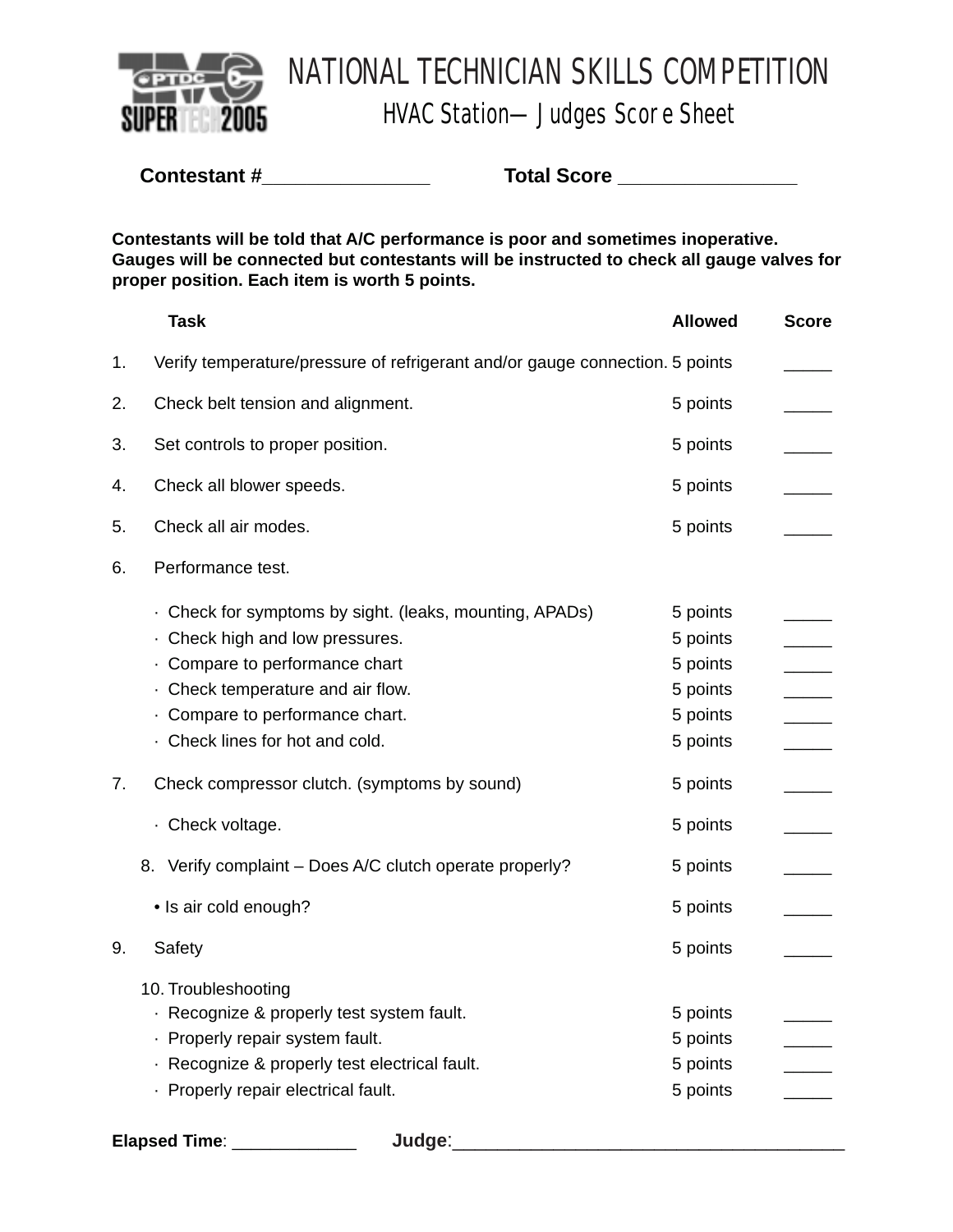# NATIONAL TECHNICIAN SKILLS COMPETITION

## HVAC Station—Judges Score Sheet

**Contestant #**_______________ **Total Score** _______________

**Contestants will be told that A/C performance is poor and sometimes inoperative. Gauges will be connected but contestants will be instructed to check all gauge valves for proper position. Each item is worth 5 points.**

| | Task | Allowed | Score |
|---|---|---|---|
| 1. | Verify temperature/pressure of refrigerant and/or gauge connection. | 5 points | _____ |
| 2. | Check belt tension and alignment. | 5 points | _____ |
| 3. | Set controls to proper position. | 5 points | _____ |
| 4. | Check all blower speeds. | 5 points | _____ |
| 5. | Check all air modes. | 5 points | _____ |
| 6. | Performance test. | | |
| | · Check for symptoms by sight. (leaks, mounting, APADs) | 5 points | _____ |
| | · Check high and low pressures. | 5 points | _____ |
| | · Compare to performance chart | 5 points | _____ |
| | · Check temperature and air flow. | 5 points | _____ |
| | · Compare to performance chart. | 5 points | _____ |
| | · Check lines for hot and cold. | 5 points | _____ |
| 7. | Check compressor clutch. (symptoms by sound) | 5 points | _____ |
| | · Check voltage. | 5 points | _____ |
| 8. | Verify complaint – Does A/C clutch operate properly? | 5 points | _____ |
| | • Is air cold enough? | 5 points | _____ |
| 9. | Safety | 5 points | _____ |
| 10. | Troubleshooting | | |
| | · Recognize & properly test system fault. | 5 points | _____ |
| | · Properly repair system fault. | 5 points | _____ |
| | · Recognize & properly test electrical fault. | 5 points | _____ |
| | · Properly repair electrical fault. | 5 points | _____ |

**Elapsed Time**: _____________ **Judge**:_______________________________________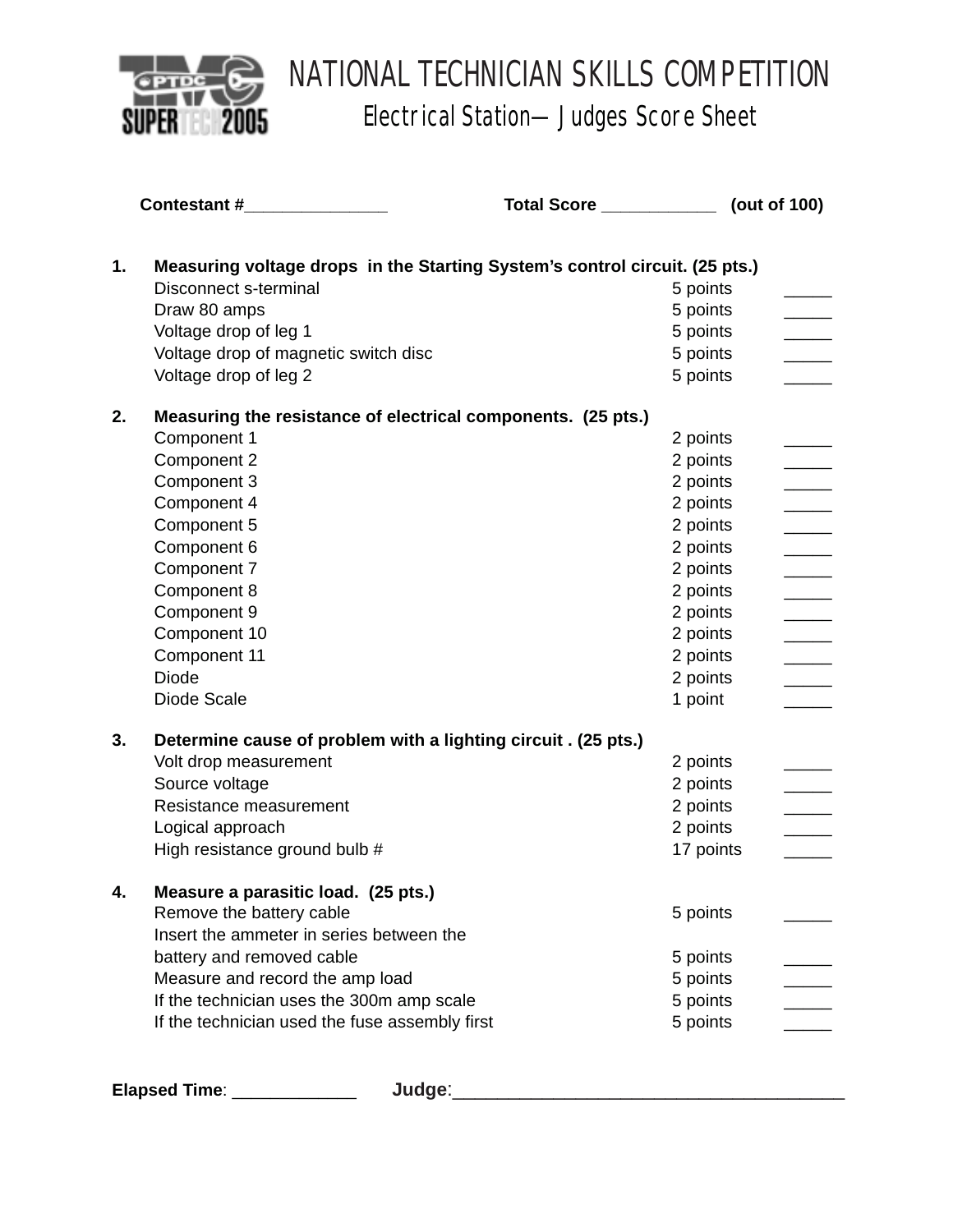# NATIONAL TECHNICIAN SKILLS COMPETITION

## Electrical Station—Judges Score Sheet

**Contestant #**_______________ **Total Score** ____________ **(out of 100)**

**1. Measuring voltage drops in the Starting System's control circuit. (25 pts.)**

| | | |
|---|---|---|
| Disconnect s-terminal | 5 points | _____ |
| Draw 80 amps | 5 points | _____ |
| Voltage drop of leg 1 | 5 points | _____ |
| Voltage drop of magnetic switch disc | 5 points | _____ |
| Voltage drop of leg 2 | 5 points | _____ |

**2. Measuring the resistance of electrical components. (25 pts.)**

| | | |
|---|---|---|
| Component 1 | 2 points | _____ |
| Component 2 | 2 points | _____ |
| Component 3 | 2 points | _____ |
| Component 4 | 2 points | _____ |
| Component 5 | 2 points | _____ |
| Component 6 | 2 points | _____ |
| Component 7 | 2 points | _____ |
| Component 8 | 2 points | _____ |
| Component 9 | 2 points | _____ |
| Component 10 | 2 points | _____ |
| Component 11 | 2 points | _____ |
| Diode | 2 points | _____ |
| Diode Scale | 1 point | _____ |

**3. Determine cause of problem with a lighting circuit . (25 pts.)**

| | | |
|---|---|---|
| Volt drop measurement | 2 points | _____ |
| Source voltage | 2 points | _____ |
| Resistance measurement | 2 points | _____ |
| Logical approach | 2 points | _____ |
| High resistance ground bulb # | 17 points | _____ |

**4. Measure a parasitic load. (25 pts.)**

| | | |
|---|---|---|
| Remove the battery cable | 5 points | _____ |
| Insert the ammeter in series between the battery and removed cable | 5 points | _____ |
| Measure and record the amp load | 5 points | _____ |
| If the technician uses the 300m amp scale | 5 points | _____ |
| If the technician used the fuse assembly first | 5 points | _____ |

**Elapsed Time**: _____________ **Judge**:_______________________________________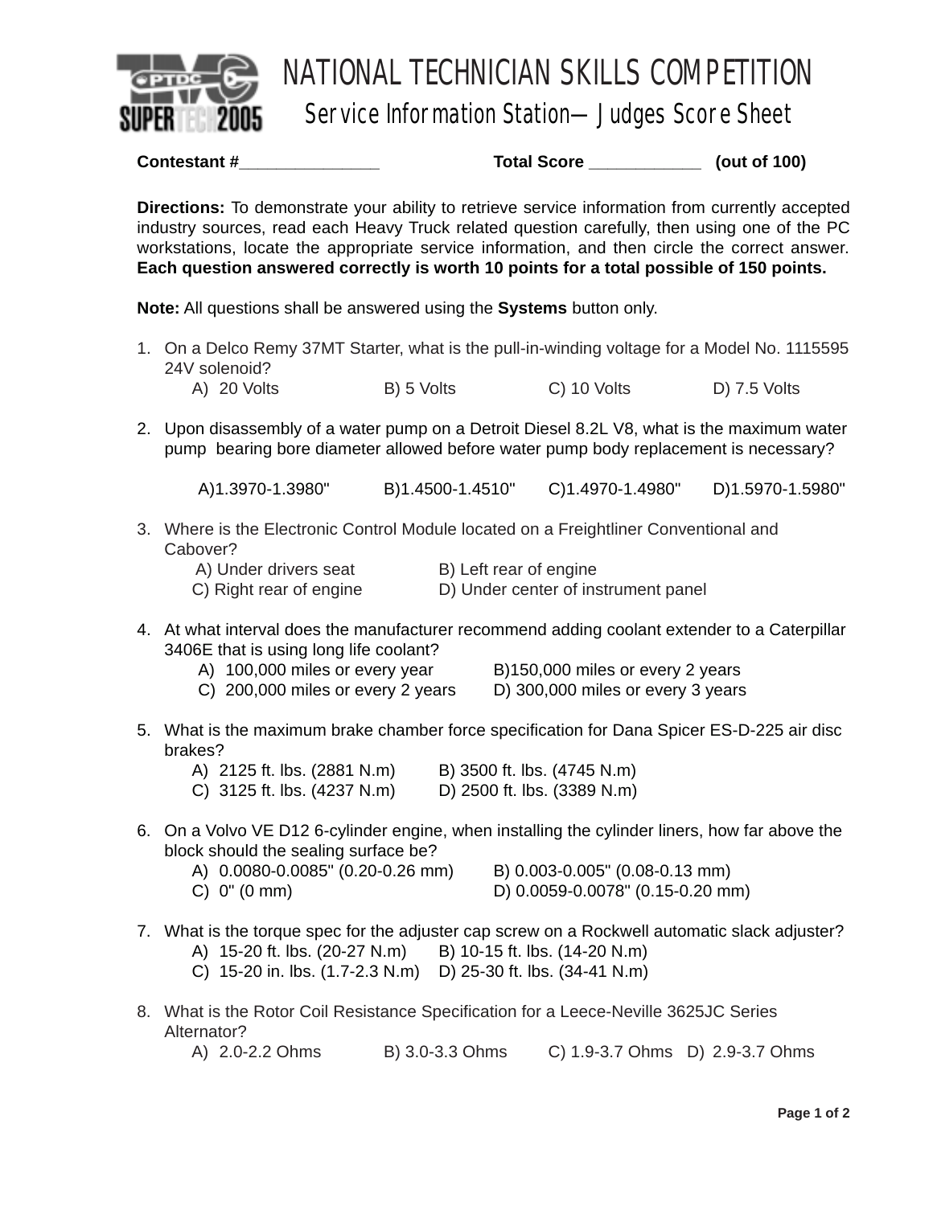# NATIONAL TECHNICIAN SKILLS COMPETITION

## Service Information Station—Judges Score Sheet

**Contestant #_______________** **Total Score ____________ (out of 100)**

**Directions:** To demonstrate your ability to retrieve service information from currently accepted industry sources, read each Heavy Truck related question carefully, then using one of the PC workstations, locate the appropriate service information, and then circle the correct answer. **Each question answered correctly is worth 10 points for a total possible of 150 points.**

**Note:** All questions shall be answered using the **Systems** button only.

1. On a Delco Remy 37MT Starter, what is the pull-in-winding voltage for a Model No. 1115595 24V solenoid?
   A) 20 Volts B) 5 Volts C) 10 Volts D) 7.5 Volts

2. Upon disassembly of a water pump on a Detroit Diesel 8.2L V8, what is the maximum water pump bearing bore diameter allowed before water pump body replacement is necessary?

   A)1.3970-1.3980" B)1.4500-1.4510" C)1.4970-1.4980" D)1.5970-1.5980"

3. Where is the Electronic Control Module located on a Freightliner Conventional and Cabover?
   A) Under drivers seat B) Left rear of engine
   C) Right rear of engine D) Under center of instrument panel

4. At what interval does the manufacturer recommend adding coolant extender to a Caterpillar 3406E that is using long life coolant?
   A) 100,000 miles or every year B)150,000 miles or every 2 years
   C) 200,000 miles or every 2 years D) 300,000 miles or every 3 years

5. What is the maximum brake chamber force specification for Dana Spicer ES-D-225 air disc brakes?
   A) 2125 ft. lbs. (2881 N.m) B) 3500 ft. lbs. (4745 N.m)
   C) 3125 ft. lbs. (4237 N.m) D) 2500 ft. lbs. (3389 N.m)

6. On a Volvo VE D12 6-cylinder engine, when installing the cylinder liners, how far above the block should the sealing surface be?
   A) 0.0080-0.0085" (0.20-0.26 mm) B) 0.003-0.005" (0.08-0.13 mm)
   C) 0" (0 mm) D) 0.0059-0.0078" (0.15-0.20 mm)

7. What is the torque spec for the adjuster cap screw on a Rockwell automatic slack adjuster?
   A) 15-20 ft. lbs. (20-27 N.m) B) 10-15 ft. lbs. (14-20 N.m)
   C) 15-20 in. lbs. (1.7-2.3 N.m) D) 25-30 ft. lbs. (34-41 N.m)

8. What is the Rotor Coil Resistance Specification for a Leece-Neville 3625JC Series Alternator?
   A) 2.0-2.2 Ohms B) 3.0-3.3 Ohms C) 1.9-3.7 Ohms D) 2.9-3.7 Ohms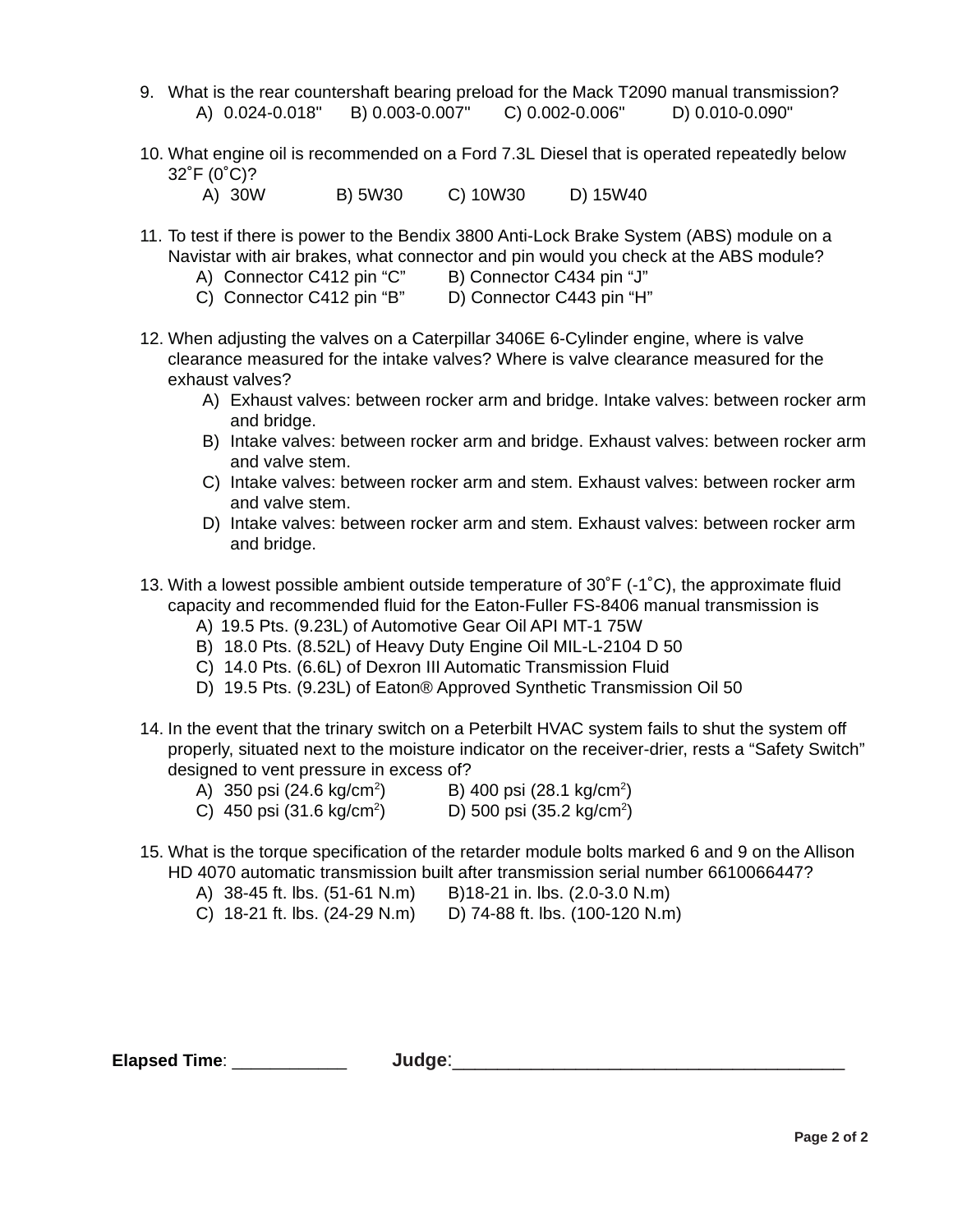9. What is the rear countershaft bearing preload for the Mack T2090 manual transmission?
   A) 0.024-0.018"  B) 0.003-0.007"  C) 0.002-0.006"  D) 0.010-0.090"

10. What engine oil is recommended on a Ford 7.3L Diesel that is operated repeatedly below 32˚F (0˚C)?
    A) 30W  B) 5W30  C) 10W30  D) 15W40

11. To test if there is power to the Bendix 3800 Anti-Lock Brake System (ABS) module on a Navistar with air brakes, what connector and pin would you check at the ABS module?
    A) Connector C412 pin "C"  B) Connector C434 pin "J"
    C) Connector C412 pin "B"  D) Connector C443 pin "H"

12. When adjusting the valves on a Caterpillar 3406E 6-Cylinder engine, where is valve clearance measured for the intake valves? Where is valve clearance measured for the exhaust valves?
    A) Exhaust valves: between rocker arm and bridge. Intake valves: between rocker arm and bridge.
    B) Intake valves: between rocker arm and bridge. Exhaust valves: between rocker arm and valve stem.
    C) Intake valves: between rocker arm and stem. Exhaust valves: between rocker arm and valve stem.
    D) Intake valves: between rocker arm and stem. Exhaust valves: between rocker arm and bridge.

13. With a lowest possible ambient outside temperature of 30˚F (-1˚C), the approximate fluid capacity and recommended fluid for the Eaton-Fuller FS-8406 manual transmission is
    A) 19.5 Pts. (9.23L) of Automotive Gear Oil API MT-1 75W
    B) 18.0 Pts. (8.52L) of Heavy Duty Engine Oil MIL-L-2104 D 50
    C) 14.0 Pts. (6.6L) of Dexron III Automatic Transmission Fluid
    D) 19.5 Pts. (9.23L) of Eaton® Approved Synthetic Transmission Oil 50

14. In the event that the trinary switch on a Peterbilt HVAC system fails to shut the system off properly, situated next to the moisture indicator on the receiver-drier, rests a "Safety Switch" designed to vent pressure in excess of?
    A) 350 psi (24.6 kg/cm$^2$)  B) 400 psi (28.1 kg/cm$^2$)
    C) 450 psi (31.6 kg/cm$^2$)  D) 500 psi (35.2 kg/cm$^2$)

15. What is the torque specification of the retarder module bolts marked 6 and 9 on the Allison HD 4070 automatic transmission built after transmission serial number 6610066447?
    A) 38-45 ft. lbs. (51-61 N.m)  B)18-21 in. lbs. (2.0-3.0 N.m)
    C) 18-21 ft. lbs. (24-29 N.m)  D) 74-88 ft. lbs. (100-120 N.m)

**Elapsed Time**: ____________  **Judge**:________________________________________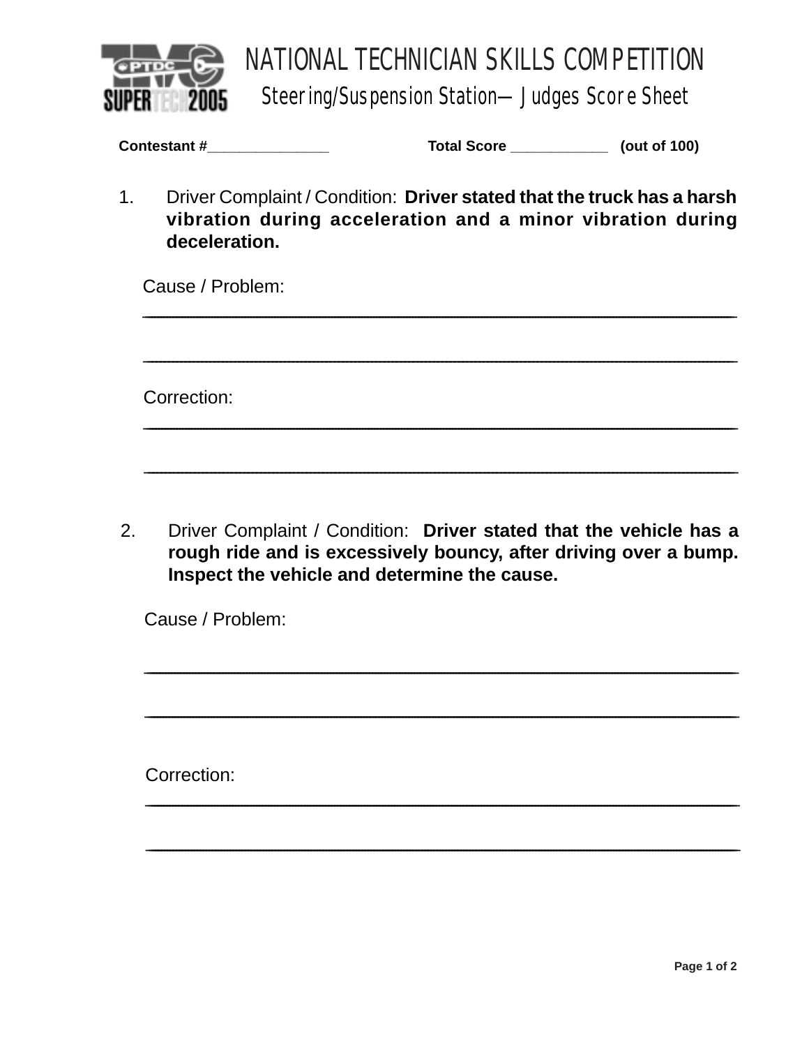# NATIONAL TECHNICIAN SKILLS COMPETITION

## Steering/Suspension Station—Judges Score Sheet

**Contestant #_______________** **Total Score ____________ (out of 100)**

1. Driver Complaint / Condition: **Driver stated that the truck has a harsh vibration during acceleration and a minor vibration during deceleration.**

   Cause / Problem:

   ________________________________________________________________

   ________________________________________________________________

   Correction:

   ________________________________________________________________

   ________________________________________________________________

2. Driver Complaint / Condition: **Driver stated that the vehicle has a rough ride and is excessively bouncy, after driving over a bump. Inspect the vehicle and determine the cause.**

   Cause / Problem:

   ________________________________________________________________

   ________________________________________________________________

   Correction:

   ________________________________________________________________

   ________________________________________________________________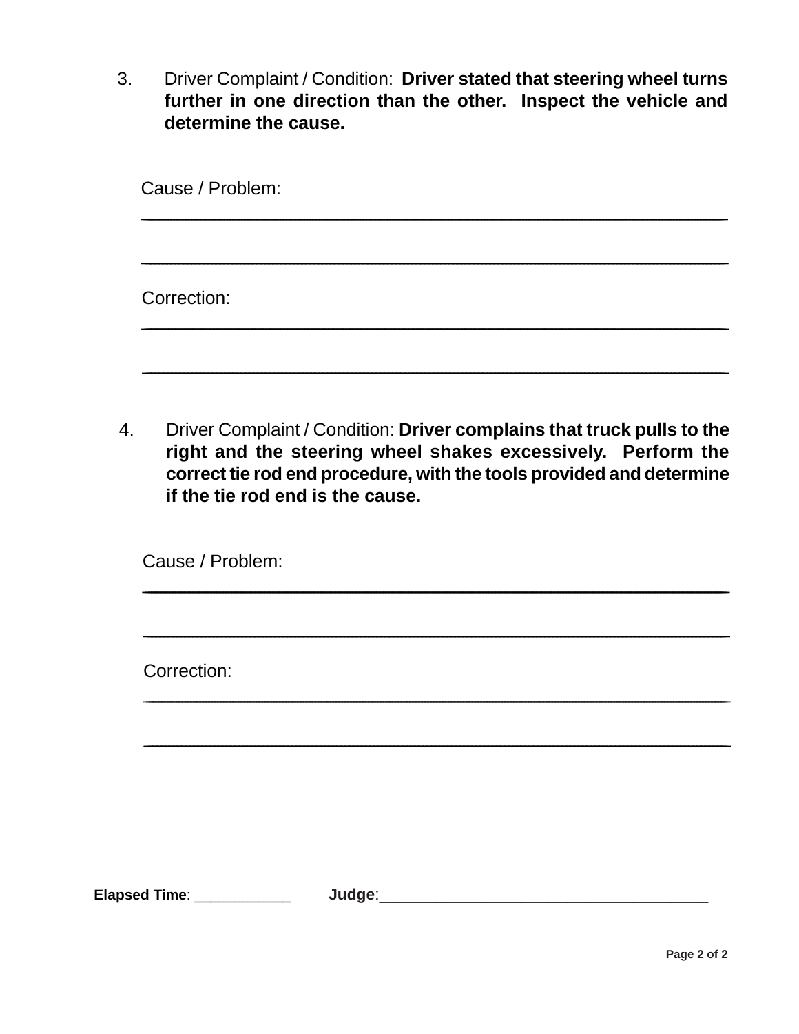3. Driver Complaint / Condition: **Driver stated that steering wheel turns further in one direction than the other. Inspect the vehicle and determine the cause.**

   Cause / Problem:
   \_\_\_\_\_\_\_\_\_\_\_\_\_\_\_\_\_\_\_\_\_\_\_\_\_\_\_\_\_\_\_\_\_\_\_\_\_\_\_\_\_\_\_\_\_\_\_\_\_\_\_\_\_\_\_\_\_\_\_\_

   \_\_\_\_\_\_\_\_\_\_\_\_\_\_\_\_\_\_\_\_\_\_\_\_\_\_\_\_\_\_\_\_\_\_\_\_\_\_\_\_\_\_\_\_\_\_\_\_\_\_\_\_\_\_\_\_\_\_\_\_

   Correction:
   \_\_\_\_\_\_\_\_\_\_\_\_\_\_\_\_\_\_\_\_\_\_\_\_\_\_\_\_\_\_\_\_\_\_\_\_\_\_\_\_\_\_\_\_\_\_\_\_\_\_\_\_\_\_\_\_\_\_\_\_

   \_\_\_\_\_\_\_\_\_\_\_\_\_\_\_\_\_\_\_\_\_\_\_\_\_\_\_\_\_\_\_\_\_\_\_\_\_\_\_\_\_\_\_\_\_\_\_\_\_\_\_\_\_\_\_\_\_\_\_\_

4. Driver Complaint / Condition: **Driver complains that truck pulls to the right and the steering wheel shakes excessively. Perform the correct tie rod end procedure, with the tools provided and determine if the tie rod end is the cause.**

   Cause / Problem:
   \_\_\_\_\_\_\_\_\_\_\_\_\_\_\_\_\_\_\_\_\_\_\_\_\_\_\_\_\_\_\_\_\_\_\_\_\_\_\_\_\_\_\_\_\_\_\_\_\_\_\_\_\_\_\_\_\_\_\_\_

   \_\_\_\_\_\_\_\_\_\_\_\_\_\_\_\_\_\_\_\_\_\_\_\_\_\_\_\_\_\_\_\_\_\_\_\_\_\_\_\_\_\_\_\_\_\_\_\_\_\_\_\_\_\_\_\_\_\_\_\_

   Correction:
   \_\_\_\_\_\_\_\_\_\_\_\_\_\_\_\_\_\_\_\_\_\_\_\_\_\_\_\_\_\_\_\_\_\_\_\_\_\_\_\_\_\_\_\_\_\_\_\_\_\_\_\_\_\_\_\_\_\_\_\_

   \_\_\_\_\_\_\_\_\_\_\_\_\_\_\_\_\_\_\_\_\_\_\_\_\_\_\_\_\_\_\_\_\_\_\_\_\_\_\_\_\_\_\_\_\_\_\_\_\_\_\_\_\_\_\_\_\_\_\_\_

**Elapsed Time**: \_\_\_\_\_\_\_\_\_\_\_\_ **Judge**:\_\_\_\_\_\_\_\_\_\_\_\_\_\_\_\_\_\_\_\_\_\_\_\_\_\_\_\_\_\_\_\_\_\_\_\_\_\_\_\_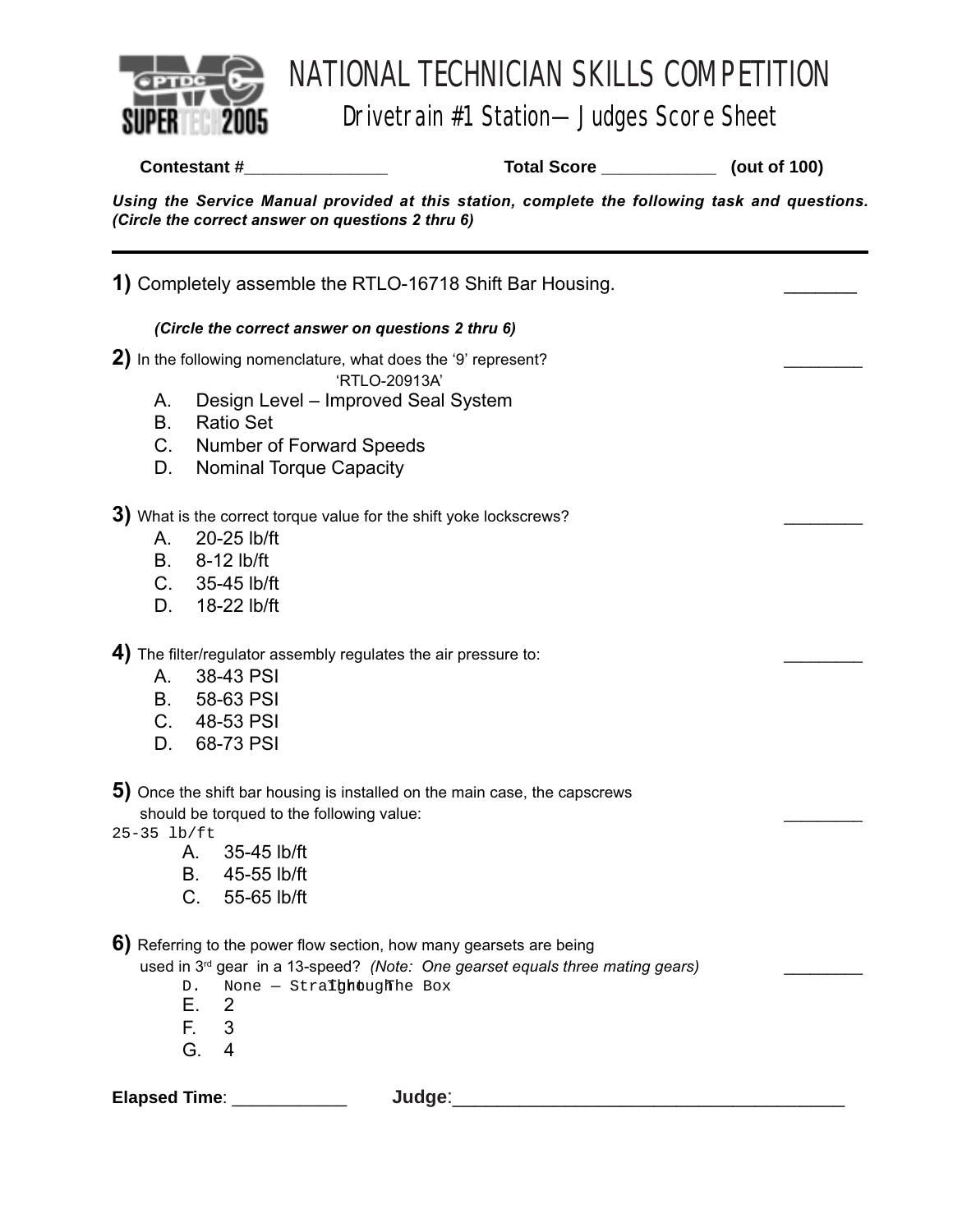# NATIONAL TECHNICIAN SKILLS COMPETITION

## Drivetrain #1 Station—Judges Score Sheet

**Contestant #_______________** **Total Score ____________ (out of 100)**

***Using the Service Manual provided at this station, complete the following task and questions. (Circle the correct answer on questions 2 thru 6)***

---

**1)** Completely assemble the RTLO-16718 Shift Bar Housing. _______

***(Circle the correct answer on questions 2 thru 6)***

**2)** In the following nomenclature, what does the '9' represent? ________

'RTLO-20913A'

A. Design Level – Improved Seal System
B. Ratio Set
C. Number of Forward Speeds
D. Nominal Torque Capacity

**3)** What is the correct torque value for the shift yoke lockscrews? ________

A. 20-25 lb/ft
B. 8-12 lb/ft
C. 35-45 lb/ft
D. 18-22 lb/ft

**4)** The filter/regulator assembly regulates the air pressure to: ________

A. 38-43 PSI
B. 58-63 PSI
C. 48-53 PSI
D. 68-73 PSI

**5)** Once the shift bar housing is installed on the main case, the capscrews should be torqued to the following value: ________

25-35 lb/ft
A. 35-45 lb/ft
B. 45-55 lb/ft
C. 55-65 lb/ft

**6)** Referring to the power flow section, how many gearsets are being used in 3rd gear in a 13-speed? *(Note: One gearset equals three mating gears)* ________

D. None – Straight Through The Box
E. 2
F. 3
G. 4

**Elapsed Time**: ___________ **Judge**:_______________________________________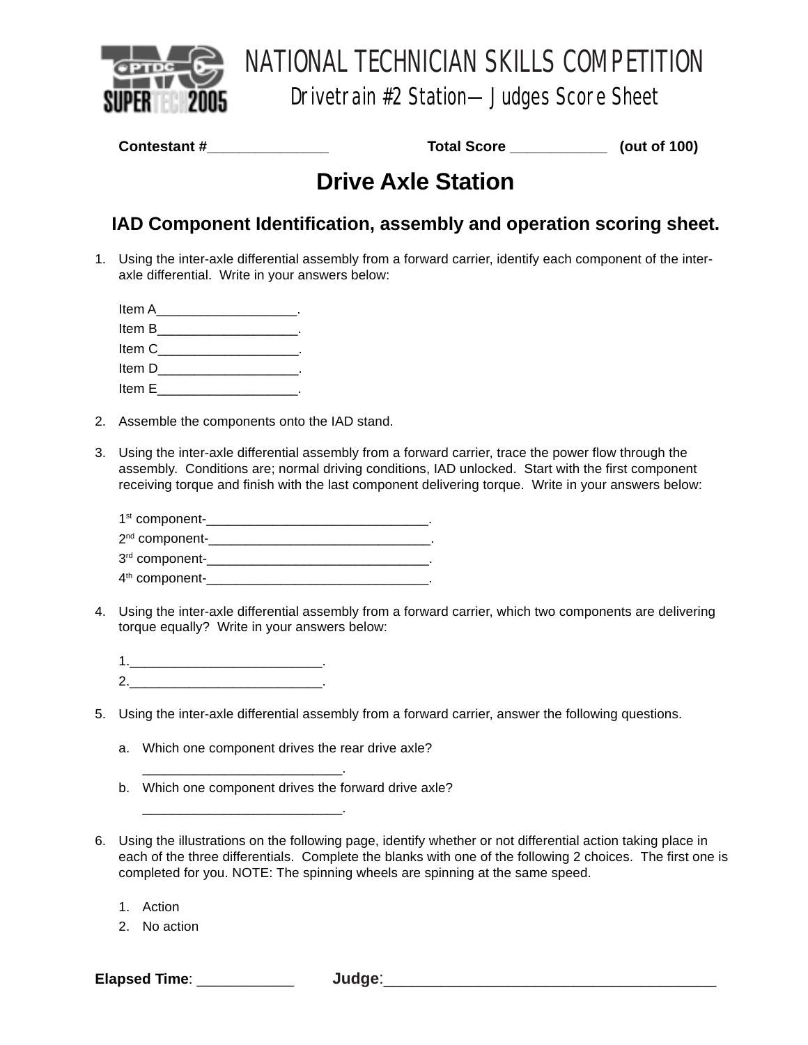# NATIONAL TECHNICIAN SKILLS COMPETITION

## Drivetrain #2 Station—Judges Score Sheet

**Contestant #**_______________ **Total Score** ____________ **(out of 100)**

## Drive Axle Station

### IAD Component Identification, assembly and operation scoring sheet.

1. Using the inter-axle differential assembly from a forward carrier, identify each component of the inter-axle differential. Write in your answers below:

   Item A___________________.
   Item B___________________.
   Item C___________________.
   Item D___________________.
   Item E___________________.

2. Assemble the components onto the IAD stand.

3. Using the inter-axle differential assembly from a forward carrier, trace the power flow through the assembly. Conditions are; normal driving conditions, IAD unlocked. Start with the first component receiving torque and finish with the last component delivering torque. Write in your answers below:

   1st component-_______________________________.
   2nd component-_______________________________.
   3rd component-_______________________________.
   4th component-_______________________________.

4. Using the inter-axle differential assembly from a forward carrier, which two components are delivering torque equally? Write in your answers below:

   1.__________________________.
   2.__________________________.

5. Using the inter-axle differential assembly from a forward carrier, answer the following questions.

   a. Which one component drives the rear drive axle?
      ___________________________.
   b. Which one component drives the forward drive axle?
      ___________________________.

6. Using the illustrations on the following page, identify whether or not differential action taking place in each of the three differentials. Complete the blanks with one of the following 2 choices. The first one is completed for you. NOTE: The spinning wheels are spinning at the same speed.

   1. Action
   2. No action

**Elapsed Time**: ____________ **Judge**:_________________________________________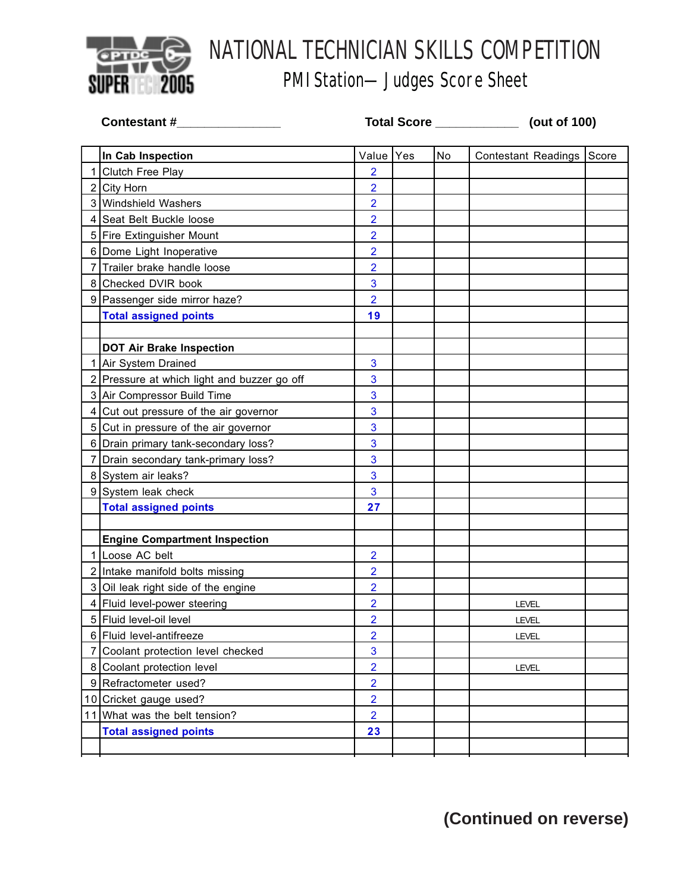# NATIONAL TECHNICIAN SKILLS COMPETITION

## PMI Station— Judges Score Sheet

**Contestant #**_______________ **Total Score** ____________ **(out of 100)**

| | In Cab Inspection | Value | Yes | No | Contestant Readings | Score |
|---|---|---|---|---|---|---|
| 1 | Clutch Free Play | 2 | | | | |
| 2 | City Horn | 2 | | | | |
| 3 | Windshield Washers | 2 | | | | |
| 4 | Seat Belt Buckle loose | 2 | | | | |
| 5 | Fire Extinguisher Mount | 2 | | | | |
| 6 | Dome Light Inoperative | 2 | | | | |
| 7 | Trailer brake handle loose | 2 | | | | |
| 8 | Checked DVIR book | 3 | | | | |
| 9 | Passenger side mirror haze? | 2 | | | | |
| | **Total assigned points** | **19** | | | | |
| | | | | | | |
| | **DOT Air Brake Inspection** | | | | | |
| 1 | Air System Drained | 3 | | | | |
| 2 | Pressure at which light and buzzer go off | 3 | | | | |
| 3 | Air Compressor Build Time | 3 | | | | |
| 4 | Cut out pressure of the air governor | 3 | | | | |
| 5 | Cut in pressure of the air governor | 3 | | | | |
| 6 | Drain primary tank-secondary loss? | 3 | | | | |
| 7 | Drain secondary tank-primary loss? | 3 | | | | |
| 8 | System air leaks? | 3 | | | | |
| 9 | System leak check | 3 | | | | |
| | **Total assigned points** | **27** | | | | |
| | | | | | | |
| | **Engine Compartment Inspection** | | | | | |
| 1 | Loose AC belt | 2 | | | | |
| 2 | Intake manifold bolts missing | 2 | | | | |
| 3 | Oil leak right side of the engine | 2 | | | | |
| 4 | Fluid level-power steering | 2 | | | LEVEL | |
| 5 | Fluid level-oil level | 2 | | | LEVEL | |
| 6 | Fluid level-antifreeze | 2 | | | LEVEL | |
| 7 | Coolant protection level checked | 3 | | | | |
| 8 | Coolant protection level | 2 | | | LEVEL | |
| 9 | Refractometer used? | 2 | | | | |
| 10 | Cricket gauge used? | 2 | | | | |
| 11 | What was the belt tension? | 2 | | | | |
| | **Total assigned points** | **23** | | | | |
| | | | | | | |

**(Continued on reverse)**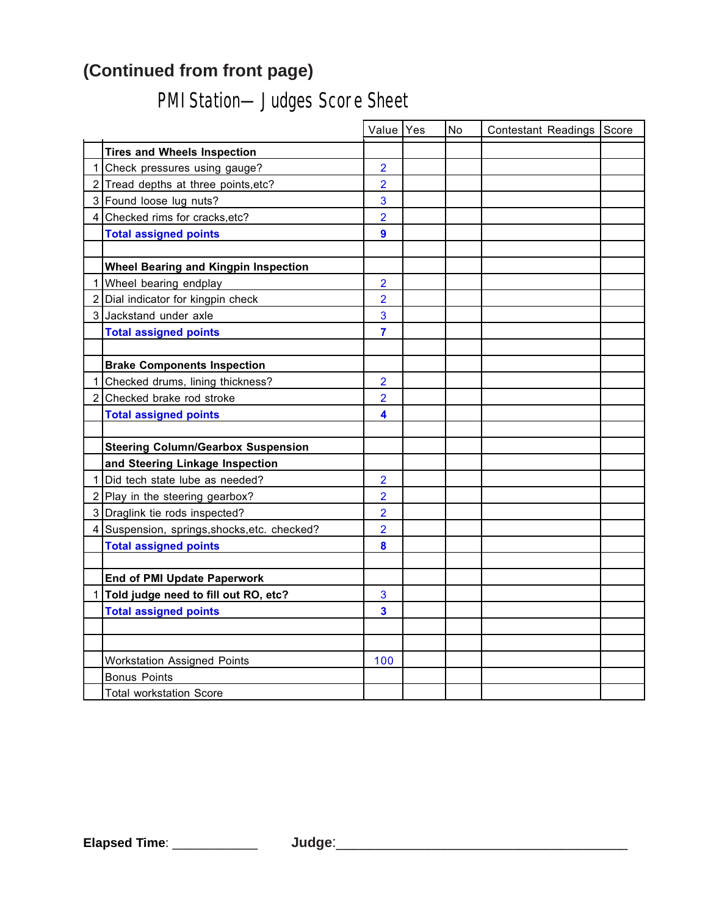**(Continued from front page)**

# PMI Station— Judges Score Sheet

| | | Value | Yes | No | Contestant Readings | Score |
|---|---|---|---|---|---|---|
| | **Tires and Wheels Inspection** | | | | | |
| 1 | Check pressures using gauge? | 2 | | | | |
| 2 | Tread depths at three points,etc? | 2 | | | | |
| 3 | Found loose lug nuts? | 3 | | | | |
| 4 | Checked rims for cracks,etc? | 2 | | | | |
| | **Total assigned points** | **9** | | | | |
| | | | | | | |
| | **Wheel Bearing and Kingpin Inspection** | | | | | |
| 1 | Wheel bearing endplay | 2 | | | | |
| 2 | Dial indicator for kingpin check | 2 | | | | |
| 3 | Jackstand under axle | 3 | | | | |
| | **Total assigned points** | **7** | | | | |
| | | | | | | |
| | **Brake Components Inspection** | | | | | |
| 1 | Checked drums, lining thickness? | 2 | | | | |
| 2 | Checked brake rod stroke | 2 | | | | |
| | **Total assigned points** | **4** | | | | |
| | | | | | | |
| | **Steering Column/Gearbox Suspension** | | | | | |
| | **and Steering Linkage Inspection** | | | | | |
| 1 | Did tech state lube as needed? | 2 | | | | |
| 2 | Play in the steering gearbox? | 2 | | | | |
| 3 | Draglink tie rods inspected? | 2 | | | | |
| 4 | Suspension, springs,shocks,etc. checked? | 2 | | | | |
| | **Total assigned points** | **8** | | | | |
| | | | | | | |
| | **End of PMI Update Paperwork** | | | | | |
| 1 | **Told judge need to fill out RO, etc?** | 3 | | | | |
| | **Total assigned points** | **3** | | | | |
| | | | | | | |
| | | | | | | |
| | Workstation Assigned Points | 100 | | | | |
| | Bonus Points | | | | | |
| | Total workstation Score | | | | | |

**Elapsed Time**: ____________ **Judge**:_______________________________________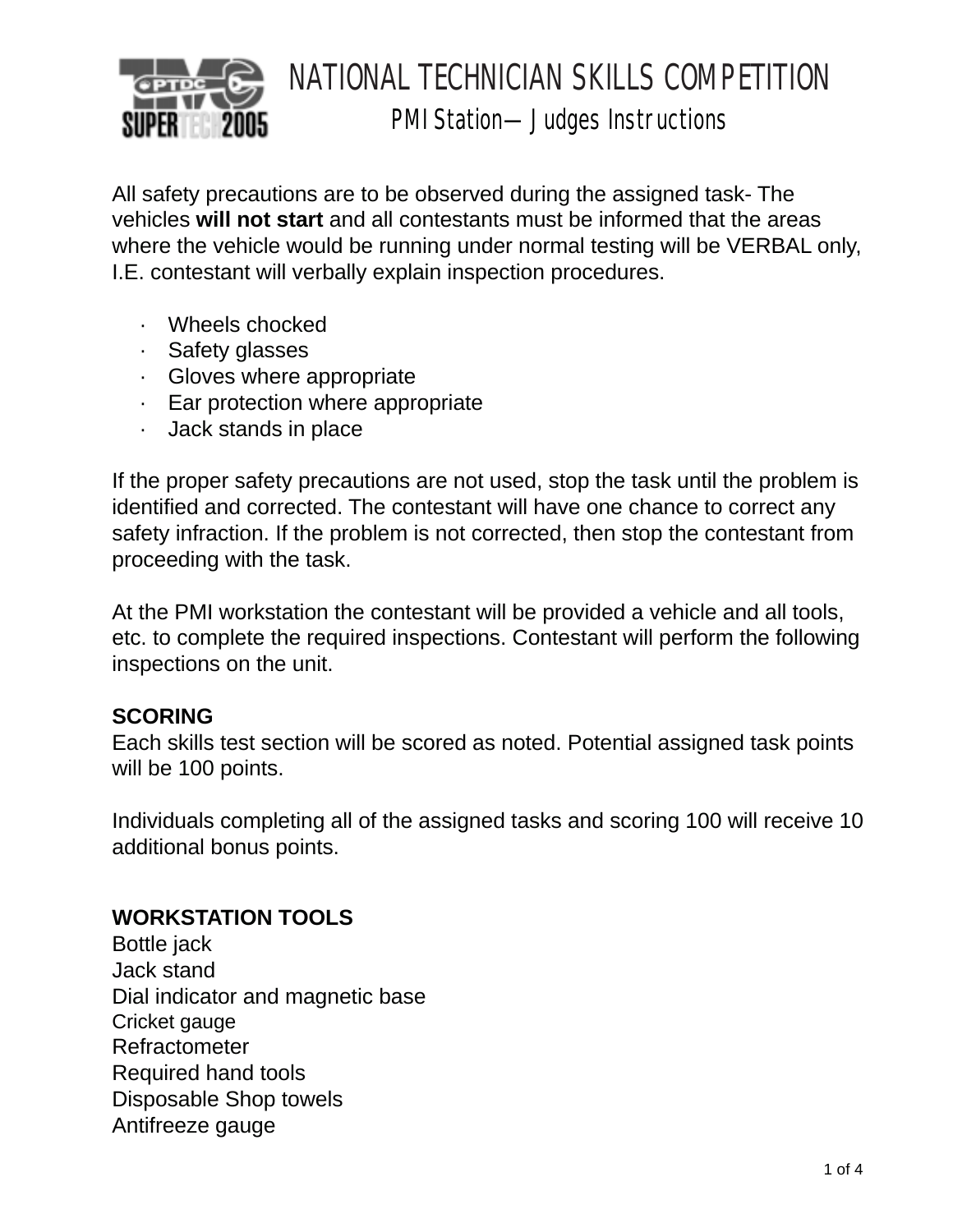# NATIONAL TECHNICIAN SKILLS COMPETITION

## PMI Station— Judges Instructions

All safety precautions are to be observed during the assigned task- The vehicles **will not start** and all contestants must be informed that the areas where the vehicle would be running under normal testing will be VERBAL only, I.E. contestant will verbally explain inspection procedures.

- Wheels chocked
- Safety glasses
- Gloves where appropriate
- Ear protection where appropriate
- Jack stands in place

If the proper safety precautions are not used, stop the task until the problem is identified and corrected. The contestant will have one chance to correct any safety infraction. If the problem is not corrected, then stop the contestant from proceeding with the task.

At the PMI workstation the contestant will be provided a vehicle and all tools, etc. to complete the required inspections. Contestant will perform the following inspections on the unit.

**SCORING**

Each skills test section will be scored as noted. Potential assigned task points will be 100 points.

Individuals completing all of the assigned tasks and scoring 100 will receive 10 additional bonus points.

**WORKSTATION TOOLS**

Bottle jack
Jack stand
Dial indicator and magnetic base
Cricket gauge
Refractometer
Required hand tools
Disposable Shop towels
Antifreeze gauge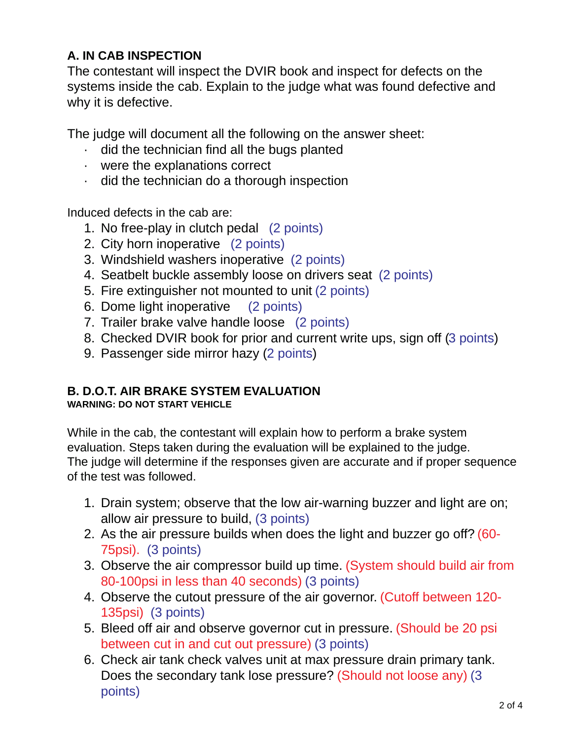**A. IN CAB INSPECTION**
The contestant will inspect the DVIR book and inspect for defects on the systems inside the cab. Explain to the judge what was found defective and why it is defective.

The judge will document all the following on the answer sheet:

- did the technician find all the bugs planted
- were the explanations correct
- did the technician do a thorough inspection

Induced defects in the cab are:

1. No free-play in clutch pedal (2 points)
2. City horn inoperative (2 points)
3. Windshield washers inoperative (2 points)
4. Seatbelt buckle assembly loose on drivers seat (2 points)
5. Fire extinguisher not mounted to unit (2 points)
6. Dome light inoperative (2 points)
7. Trailer brake valve handle loose (2 points)
8. Checked DVIR book for prior and current write ups, sign off (3 points)
9. Passenger side mirror hazy (2 points)

**B. D.O.T. AIR BRAKE SYSTEM EVALUATION**
**WARNING: DO NOT START VEHICLE**

While in the cab, the contestant will explain how to perform a brake system evaluation. Steps taken during the evaluation will be explained to the judge. The judge will determine if the responses given are accurate and if proper sequence of the test was followed.

1. Drain system; observe that the low air-warning buzzer and light are on; allow air pressure to build, (3 points)
2. As the air pressure builds when does the light and buzzer go off? (60-75psi). (3 points)
3. Observe the air compressor build up time. (System should build air from 80-100psi in less than 40 seconds) (3 points)
4. Observe the cutout pressure of the air governor. (Cutoff between 120-135psi) (3 points)
5. Bleed off air and observe governor cut in pressure. (Should be 20 psi between cut in and cut out pressure) (3 points)
6. Check air tank check valves unit at max pressure drain primary tank. Does the secondary tank lose pressure? (Should not loose any) (3 points)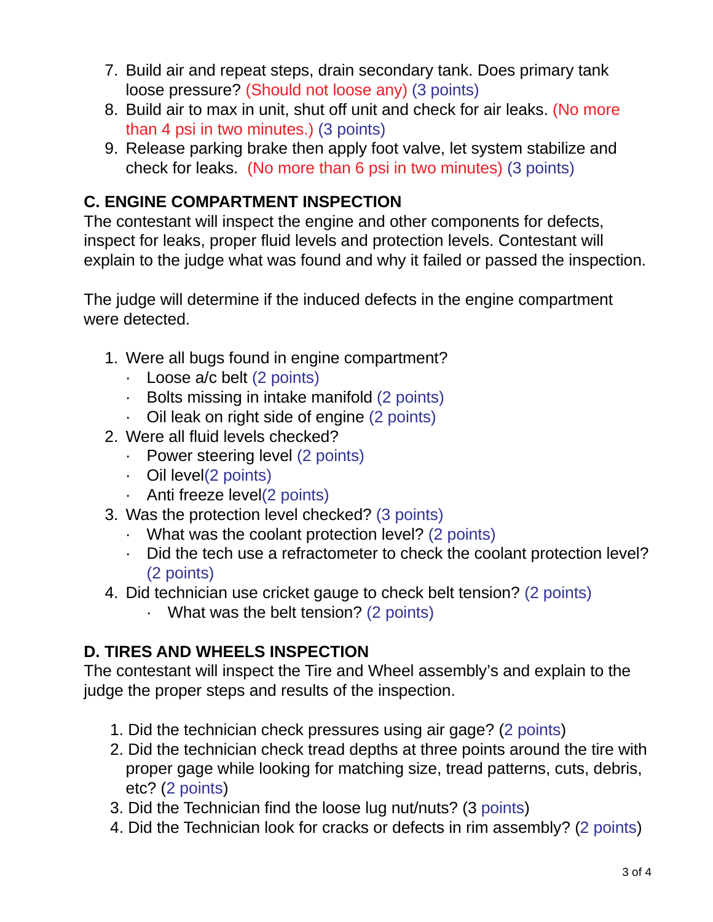7. Build air and repeat steps, drain secondary tank. Does primary tank loose pressure? (Should not loose any) (3 points)
8. Build air to max in unit, shut off unit and check for air leaks. (No more than 4 psi in two minutes.) (3 points)
9. Release parking brake then apply foot valve, let system stabilize and check for leaks. (No more than 6 psi in two minutes) (3 points)

**C. ENGINE COMPARTMENT INSPECTION**

The contestant will inspect the engine and other components for defects, inspect for leaks, proper fluid levels and protection levels. Contestant will explain to the judge what was found and why it failed or passed the inspection.

The judge will determine if the induced defects in the engine compartment were detected.

1. Were all bugs found in engine compartment?
   - Loose a/c belt (2 points)
   - Bolts missing in intake manifold (2 points)
   - Oil leak on right side of engine (2 points)
2. Were all fluid levels checked?
   - Power steering level (2 points)
   - Oil level(2 points)
   - Anti freeze level(2 points)
3. Was the protection level checked? (3 points)
   - What was the coolant protection level? (2 points)
   - Did the tech use a refractometer to check the coolant protection level? (2 points)
4. Did technician use cricket gauge to check belt tension? (2 points)
   - What was the belt tension? (2 points)

**D. TIRES AND WHEELS INSPECTION**

The contestant will inspect the Tire and Wheel assembly's and explain to the judge the proper steps and results of the inspection.

1. Did the technician check pressures using air gage? (2 points)
2. Did the technician check tread depths at three points around the tire with proper gage while looking for matching size, tread patterns, cuts, debris, etc? (2 points)
3. Did the Technician find the loose lug nut/nuts? (3 points)
4. Did the Technician look for cracks or defects in rim assembly? (2 points)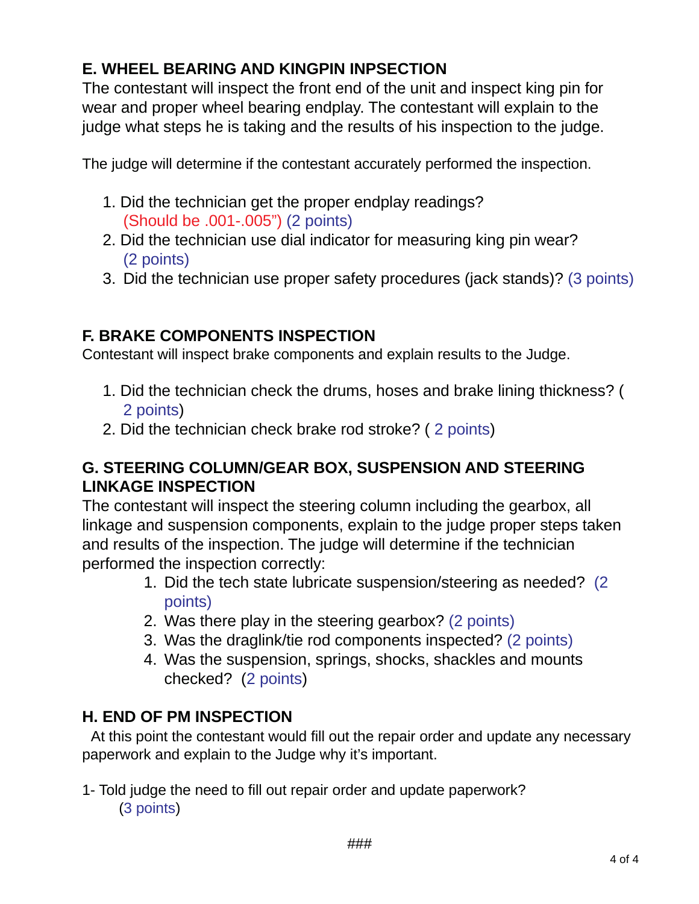## E. WHEEL BEARING AND KINGPIN INPSECTION

The contestant will inspect the front end of the unit and inspect king pin for wear and proper wheel bearing endplay. The contestant will explain to the judge what steps he is taking and the results of his inspection to the judge.

The judge will determine if the contestant accurately performed the inspection.

1. Did the technician get the proper endplay readings? (Should be .001-.005") (2 points)
2. Did the technician use dial indicator for measuring king pin wear? (2 points)
3. Did the technician use proper safety procedures (jack stands)? (3 points)

## F. BRAKE COMPONENTS INSPECTION

Contestant will inspect brake components and explain results to the Judge.

1. Did the technician check the drums, hoses and brake lining thickness? ( 2 points)
2. Did the technician check brake rod stroke? ( 2 points)

## G. STEERING COLUMN/GEAR BOX, SUSPENSION AND STEERING LINKAGE INSPECTION

The contestant will inspect the steering column including the gearbox, all linkage and suspension components, explain to the judge proper steps taken and results of the inspection. The judge will determine if the technician performed the inspection correctly:

1. Did the tech state lubricate suspension/steering as needed? (2 points)
2. Was there play in the steering gearbox? (2 points)
3. Was the draglink/tie rod components inspected? (2 points)
4. Was the suspension, springs, shocks, shackles and mounts checked? (2 points)

## H. END OF PM INSPECTION

At this point the contestant would fill out the repair order and update any necessary paperwork and explain to the Judge why it's important.

1- Told judge the need to fill out repair order and update paperwork? (3 points)

###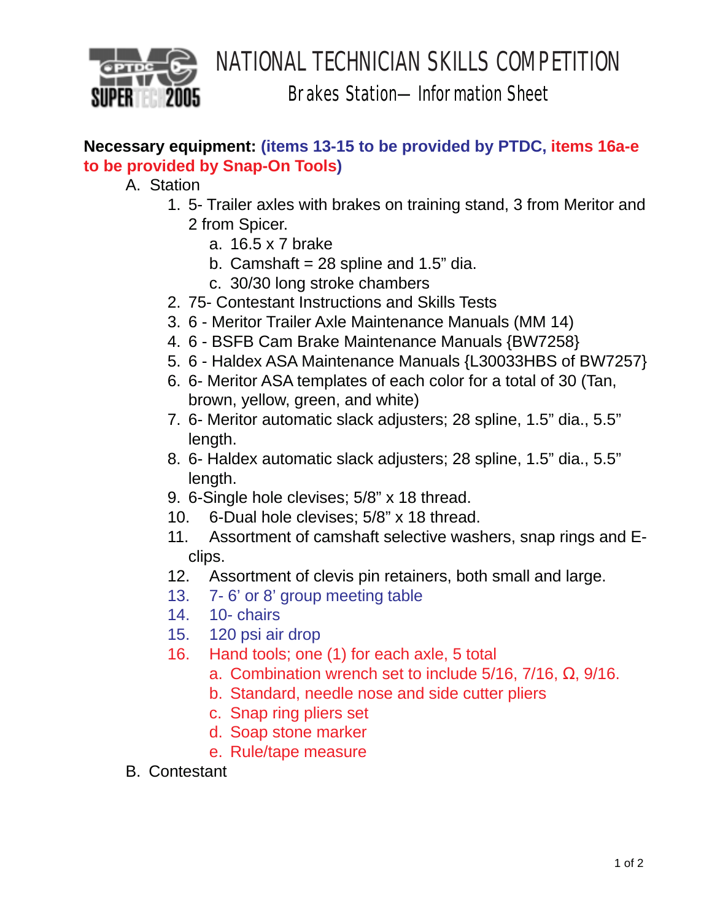# NATIONAL TECHNICIAN SKILLS COMPETITION

## Brakes Station—Information Sheet

**Necessary equipment: (items 13-15 to be provided by PTDC, items 16a-e to be provided by Snap-On Tools)**

A. Station
   1. 5- Trailer axles with brakes on training stand, 3 from Meritor and 2 from Spicer.
      a. 16.5 x 7 brake
      b. Camshaft = 28 spline and 1.5" dia.
      c. 30/30 long stroke chambers
   2. 75- Contestant Instructions and Skills Tests
   3. 6 - Meritor Trailer Axle Maintenance Manuals (MM 14)
   4. 6 - BSFB Cam Brake Maintenance Manuals {BW7258}
   5. 6 - Haldex ASA Maintenance Manuals {L30033HBS of BW7257}
   6. 6- Meritor ASA templates of each color for a total of 30 (Tan, brown, yellow, green, and white)
   7. 6- Meritor automatic slack adjusters; 28 spline, 1.5" dia., 5.5" length.
   8. 6- Haldex automatic slack adjusters; 28 spline, 1.5" dia., 5.5" length.
   9. 6-Single hole clevises; 5/8" x 18 thread.
   10. 6-Dual hole clevises; 5/8" x 18 thread.
   11. Assortment of camshaft selective washers, snap rings and E-clips.
   12. Assortment of clevis pin retainers, both small and large.
   13. 7- 6' or 8' group meeting table
   14. 10- chairs
   15. 120 psi air drop
   16. Hand tools; one (1) for each axle, 5 total
      a. Combination wrench set to include 5/16, 7/16, Ω, 9/16.
      b. Standard, needle nose and side cutter pliers
      c. Snap ring pliers set
      d. Soap stone marker
      e. Rule/tape measure

B. Contestant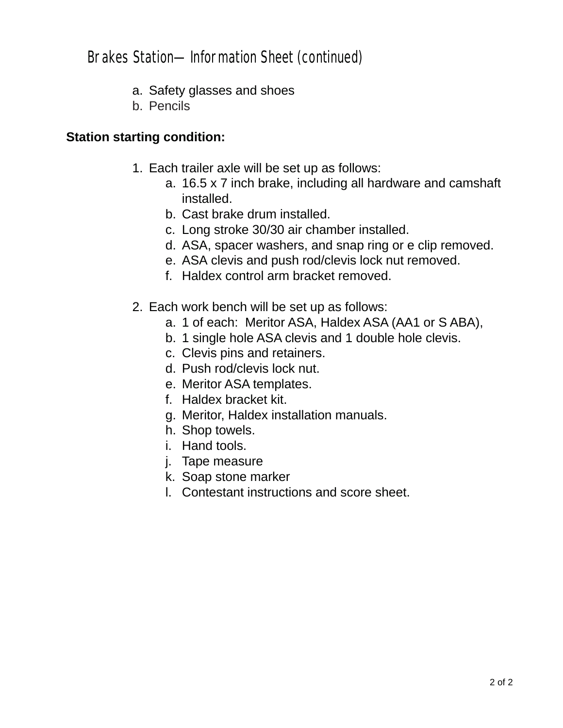## Brakes Station—Information Sheet (continued)

a. Safety glasses and shoes
b. Pencils

**Station starting condition:**

1. Each trailer axle will be set up as follows:
    a. 16.5 x 7 inch brake, including all hardware and camshaft installed.
    b. Cast brake drum installed.
    c. Long stroke 30/30 air chamber installed.
    d. ASA, spacer washers, and snap ring or e clip removed.
    e. ASA clevis and push rod/clevis lock nut removed.
    f. Haldex control arm bracket removed.

2. Each work bench will be set up as follows:
    a. 1 of each: Meritor ASA, Haldex ASA (AA1 or S ABA),
    b. 1 single hole ASA clevis and 1 double hole clevis.
    c. Clevis pins and retainers.
    d. Push rod/clevis lock nut.
    e. Meritor ASA templates.
    f. Haldex bracket kit.
    g. Meritor, Haldex installation manuals.
    h. Shop towels.
    i. Hand tools.
    j. Tape measure
    k. Soap stone marker
    l. Contestant instructions and score sheet.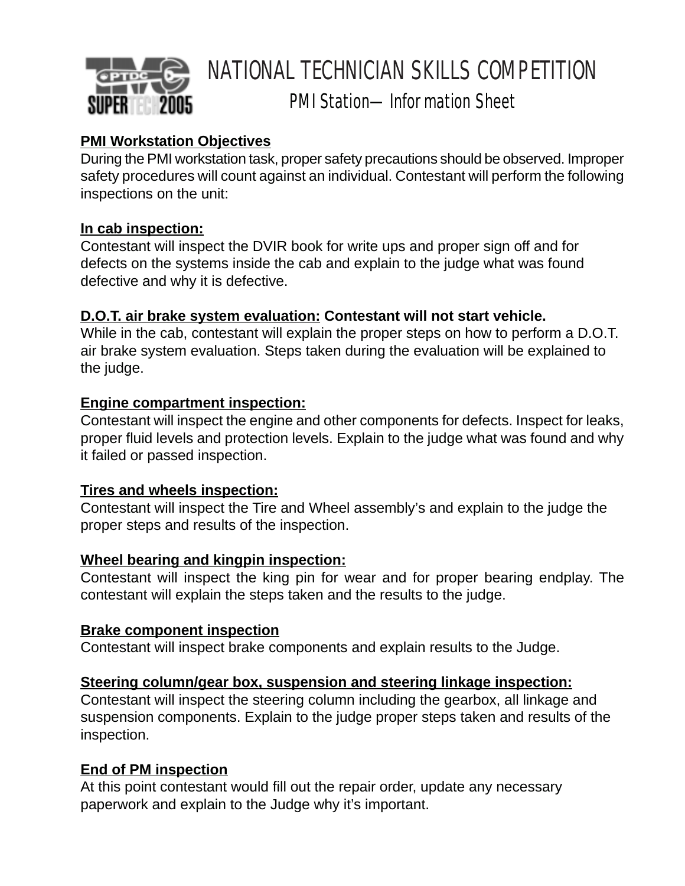# NATIONAL TECHNICIAN SKILLS COMPETITION

## PMI Station—Information Sheet

**PMI Workstation Objectives**

During the PMI workstation task, proper safety precautions should be observed. Improper safety procedures will count against an individual. Contestant will perform the following inspections on the unit:

**In cab inspection:**

Contestant will inspect the DVIR book for write ups and proper sign off and for defects on the systems inside the cab and explain to the judge what was found defective and why it is defective.

**D.O.T. air brake system evaluation: Contestant will not start vehicle.**

While in the cab, contestant will explain the proper steps on how to perform a D.O.T. air brake system evaluation. Steps taken during the evaluation will be explained to the judge.

**Engine compartment inspection:**

Contestant will inspect the engine and other components for defects. Inspect for leaks, proper fluid levels and protection levels. Explain to the judge what was found and why it failed or passed inspection.

**Tires and wheels inspection:**

Contestant will inspect the Tire and Wheel assembly's and explain to the judge the proper steps and results of the inspection.

**Wheel bearing and kingpin inspection:**

Contestant will inspect the king pin for wear and for proper bearing endplay. The contestant will explain the steps taken and the results to the judge.

**Brake component inspection**

Contestant will inspect brake components and explain results to the Judge.

**Steering column/gear box, suspension and steering linkage inspection:**

Contestant will inspect the steering column including the gearbox, all linkage and suspension components. Explain to the judge proper steps taken and results of the inspection.

**End of PM inspection**

At this point contestant would fill out the repair order, update any necessary paperwork and explain to the Judge why it's important.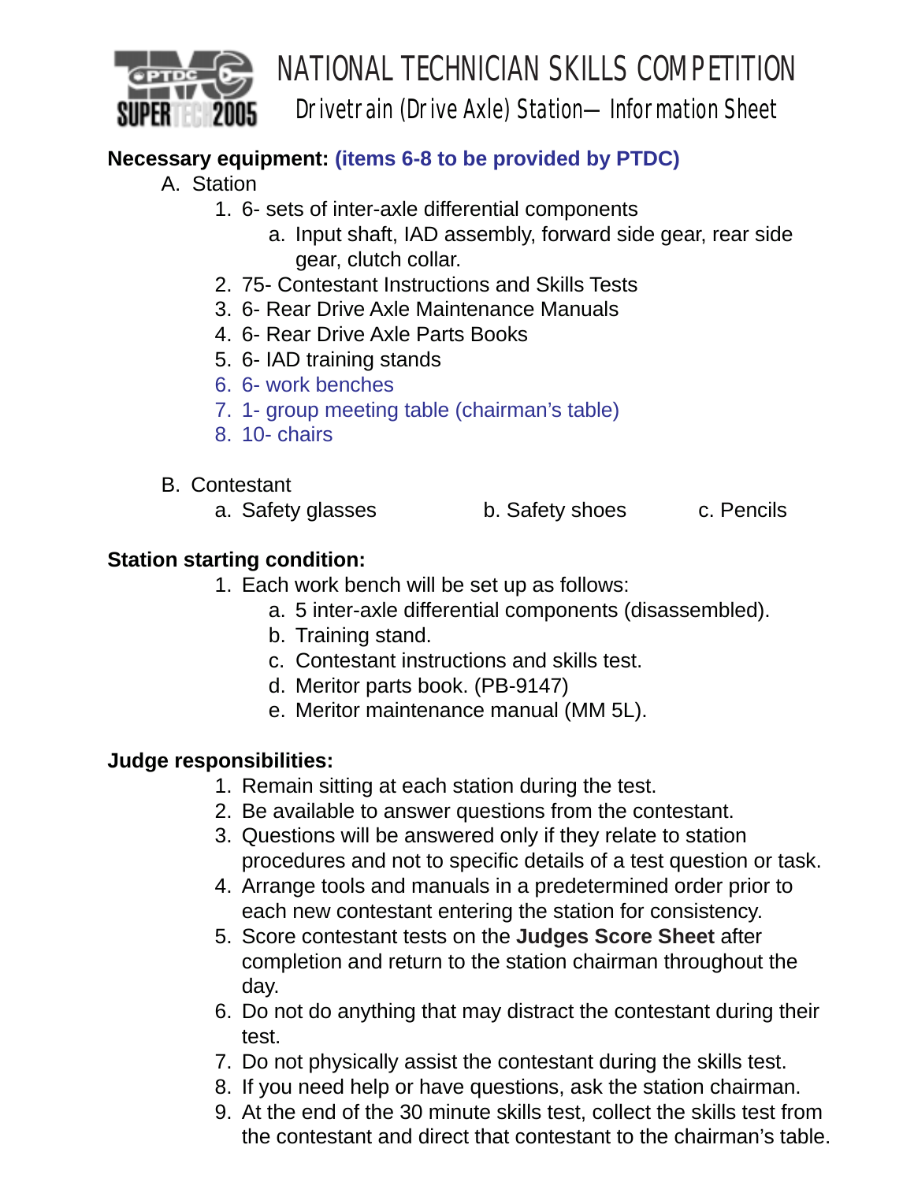# NATIONAL TECHNICIAN SKILLS COMPETITION

## Drivetrain (Drive Axle) Station— Information Sheet

**Necessary equipment: (items 6-8 to be provided by PTDC)**

A. Station

1. 6- sets of inter-axle differential components
   a. Input shaft, IAD assembly, forward side gear, rear side gear, clutch collar.
2. 75- Contestant Instructions and Skills Tests
3. 6- Rear Drive Axle Maintenance Manuals
4. 6- Rear Drive Axle Parts Books
5. 6- IAD training stands
6. 6- work benches
7. 1- group meeting table (chairman's table)
8. 10- chairs

B. Contestant

a. Safety glasses
b. Safety shoes
c. Pencils

**Station starting condition:**

1. Each work bench will be set up as follows:
   a. 5 inter-axle differential components (disassembled).
   b. Training stand.
   c. Contestant instructions and skills test.
   d. Meritor parts book. (PB-9147)
   e. Meritor maintenance manual (MM 5L).

**Judge responsibilities:**

1. Remain sitting at each station during the test.
2. Be available to answer questions from the contestant.
3. Questions will be answered only if they relate to station procedures and not to specific details of a test question or task.
4. Arrange tools and manuals in a predetermined order prior to each new contestant entering the station for consistency.
5. Score contestant tests on the **Judges Score Sheet** after completion and return to the station chairman throughout the day.
6. Do not do anything that may distract the contestant during their test.
7. Do not physically assist the contestant during the skills test.
8. If you need help or have questions, ask the station chairman.
9. At the end of the 30 minute skills test, collect the skills test from the contestant and direct that contestant to the chairman's table.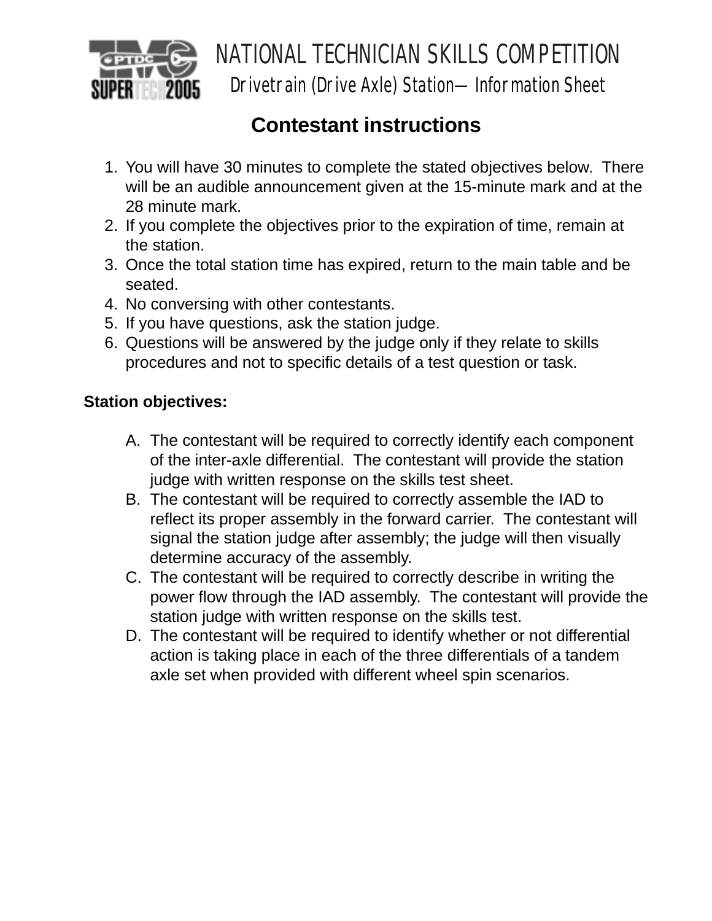# NATIONAL TECHNICIAN SKILLS COMPETITION

## Drivetrain (Drive Axle) Station—Information Sheet

### Contestant instructions

1. You will have 30 minutes to complete the stated objectives below. There will be an audible announcement given at the 15-minute mark and at the 28 minute mark.
2. If you complete the objectives prior to the expiration of time, remain at the station.
3. Once the total station time has expired, return to the main table and be seated.
4. No conversing with other contestants.
5. If you have questions, ask the station judge.
6. Questions will be answered by the judge only if they relate to skills procedures and not to specific details of a test question or task.

**Station objectives:**

A. The contestant will be required to correctly identify each component of the inter-axle differential. The contestant will provide the station judge with written response on the skills test sheet.
B. The contestant will be required to correctly assemble the IAD to reflect its proper assembly in the forward carrier. The contestant will signal the station judge after assembly; the judge will then visually determine accuracy of the assembly.
C. The contestant will be required to correctly describe in writing the power flow through the IAD assembly. The contestant will provide the station judge with written response on the skills test.
D. The contestant will be required to identify whether or not differential action is taking place in each of the three differentials of a tandem axle set when provided with different wheel spin scenarios.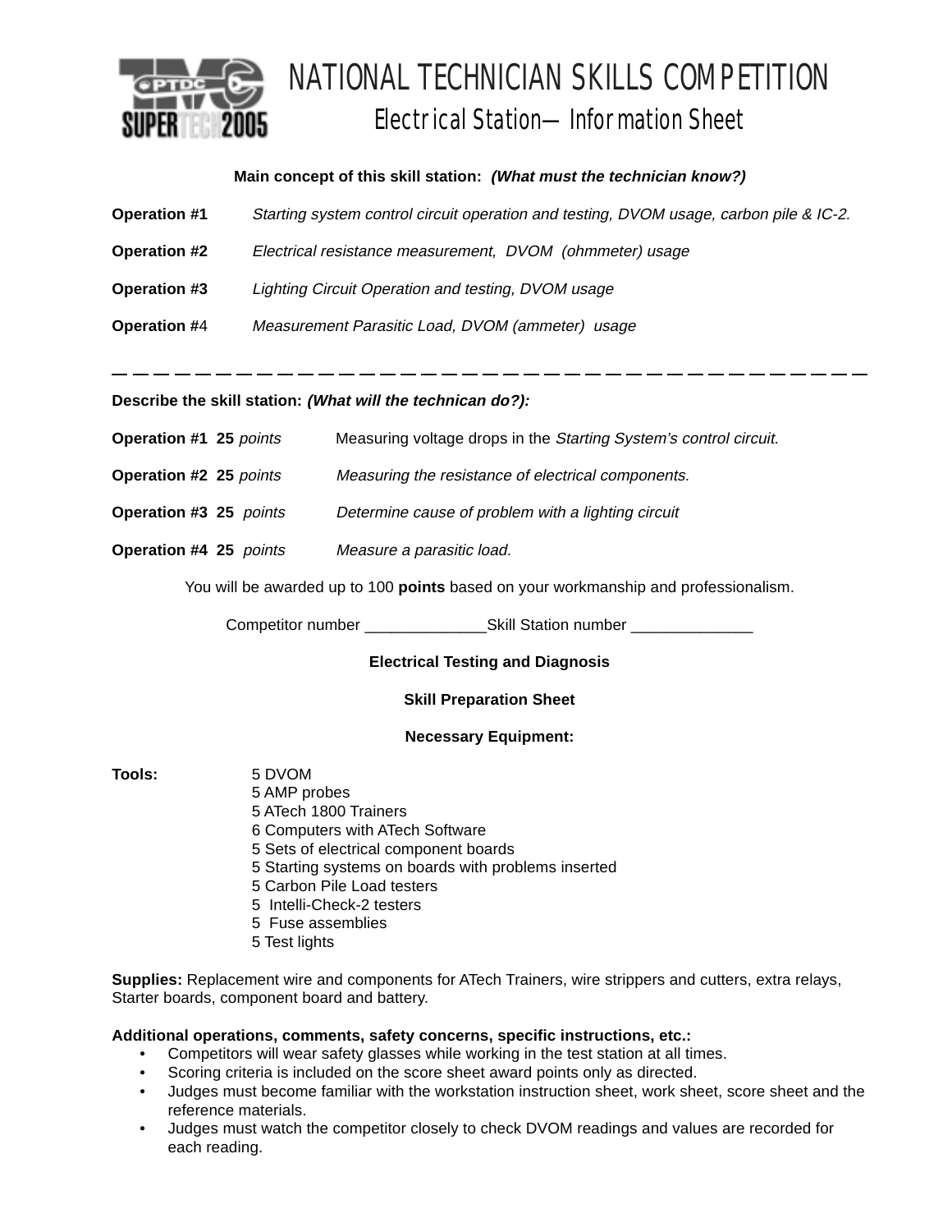# NATIONAL TECHNICIAN SKILLS COMPETITION

## Electrical Station— Information Sheet

**Main concept of this skill station:** ***(What must the technician know?)***

**Operation #1** *Starting system control circuit operation and testing, DVOM usage, carbon pile & IC-2.*

**Operation #2** *Electrical resistance measurement, DVOM (ohmmeter) usage*

**Operation #3** *Lighting Circuit Operation and testing, DVOM usage*

**Operation #**4 *Measurement Parasitic Load, DVOM (ammeter) usage*

---

**Describe the skill station:** ***(What will the technican do?):***

**Operation #1 25** *points* Measuring voltage drops in the *Starting System's control circuit.*

**Operation #2 25** *points* *Measuring the resistance of electrical components.*

**Operation #3 25** *points* *Determine cause of problem with a lighting circuit*

**Operation #4 25** *points* *Measure a parasitic load.*

You will be awarded up to 100 **points** based on your workmanship and professionalism.

Competitor number ______________Skill Station number ______________

**Electrical Testing and Diagnosis**

**Skill Preparation Sheet**

**Necessary Equipment:**

**Tools:**
- 5 DVOM
- 5 AMP probes
- 5 ATech 1800 Trainers
- 6 Computers with ATech Software
- 5 Sets of electrical component boards
- 5 Starting systems on boards with problems inserted
- 5 Carbon Pile Load testers
- 5 Intelli-Check-2 testers
- 5 Fuse assemblies
- 5 Test lights

**Supplies:** Replacement wire and components for ATech Trainers, wire strippers and cutters, extra relays, Starter boards, component board and battery.

**Additional operations, comments, safety concerns, specific instructions, etc.:**
- Competitors will wear safety glasses while working in the test station at all times.
- Scoring criteria is included on the score sheet award points only as directed.
- Judges must become familiar with the workstation instruction sheet, work sheet, score sheet and the reference materials.
- Judges must watch the competitor closely to check DVOM readings and values are recorded for each reading.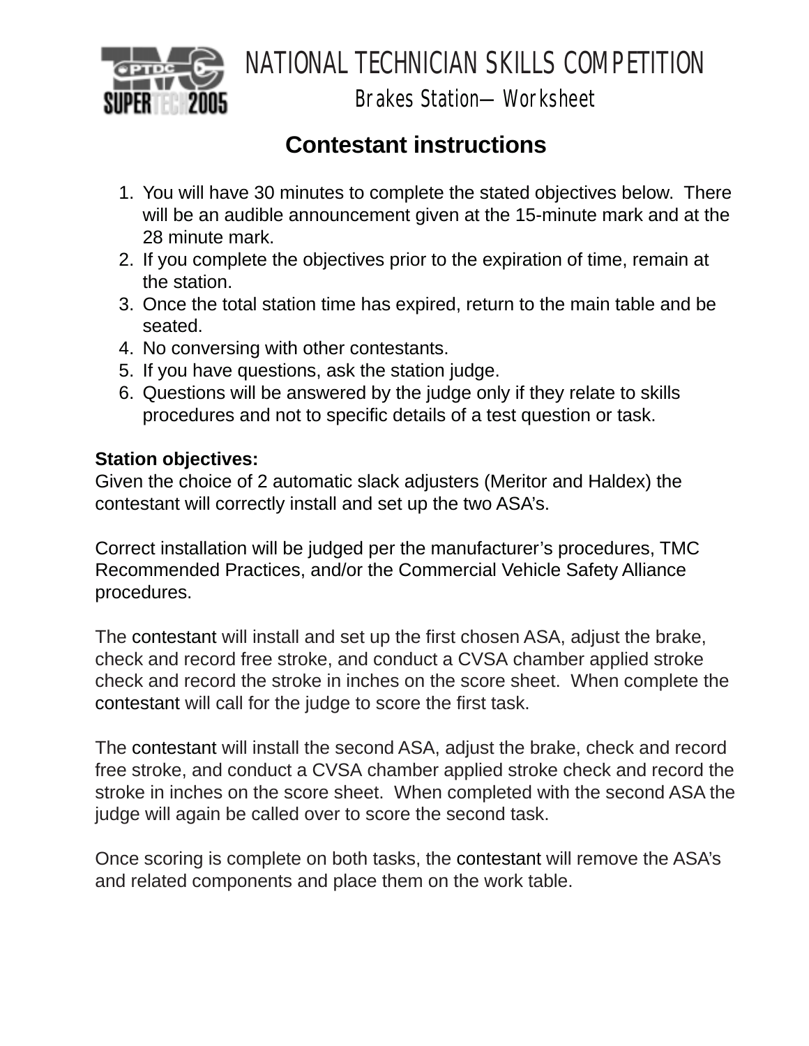# NATIONAL TECHNICIAN SKILLS COMPETITION

## Brakes Station— Worksheet

## Contestant instructions

1. You will have 30 minutes to complete the stated objectives below. There will be an audible announcement given at the 15-minute mark and at the 28 minute mark.
2. If you complete the objectives prior to the expiration of time, remain at the station.
3. Once the total station time has expired, return to the main table and be seated.
4. No conversing with other contestants.
5. If you have questions, ask the station judge.
6. Questions will be answered by the judge only if they relate to skills procedures and not to specific details of a test question or task.

**Station objectives:**
Given the choice of 2 automatic slack adjusters (Meritor and Haldex) the contestant will correctly install and set up the two ASA's.

Correct installation will be judged per the manufacturer's procedures, TMC Recommended Practices, and/or the Commercial Vehicle Safety Alliance procedures.

The contestant will install and set up the first chosen ASA, adjust the brake, check and record free stroke, and conduct a CVSA chamber applied stroke check and record the stroke in inches on the score sheet. When complete the contestant will call for the judge to score the first task.

The contestant will install the second ASA, adjust the brake, check and record free stroke, and conduct a CVSA chamber applied stroke check and record the stroke in inches on the score sheet. When completed with the second ASA the judge will again be called over to score the second task.

Once scoring is complete on both tasks, the contestant will remove the ASA's and related components and place them on the work table.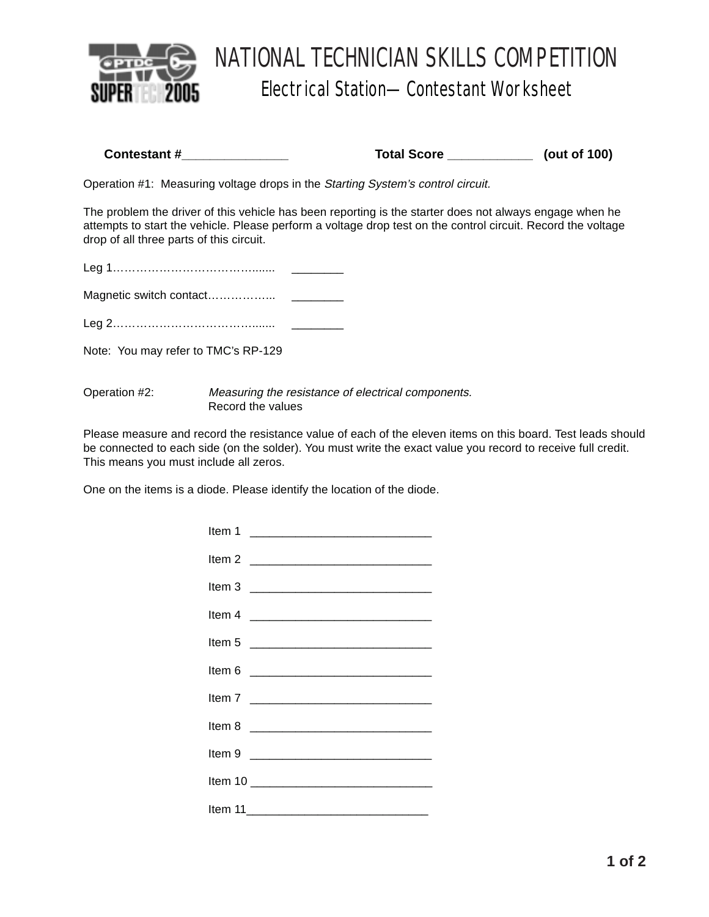# NATIONAL TECHNICIAN SKILLS COMPETITION

## Electrical Station— Contestant Worksheet

**Contestant #_______________** **Total Score ____________ (out of 100)**

Operation #1: Measuring voltage drops in the *Starting System's control circuit.*

The problem the driver of this vehicle has been reporting is the starter does not always engage when he attempts to start the vehicle. Please perform a voltage drop test on the control circuit. Record the voltage drop of all three parts of this circuit.

Leg 1……………………………………...... ________

Magnetic switch contact…………….. ________

Leg 2……………………………………...... ________

Note: You may refer to TMC's RP-129

Operation #2: *Measuring the resistance of electrical components.*
Record the values

Please measure and record the resistance value of each of the eleven items on this board. Test leads should be connected to each side (on the solder). You must write the exact value you record to receive full credit. This means you must include all zeros.

One on the items is a diode. Please identify the location of the diode.

Item 1 ____________________________

Item 2 ____________________________

Item 3 ____________________________

Item 4 ____________________________

Item 5 ____________________________

Item 6 ____________________________

Item 7 ____________________________

Item 8 ____________________________

Item 9 ____________________________

Item 10 ____________________________

Item 11____________________________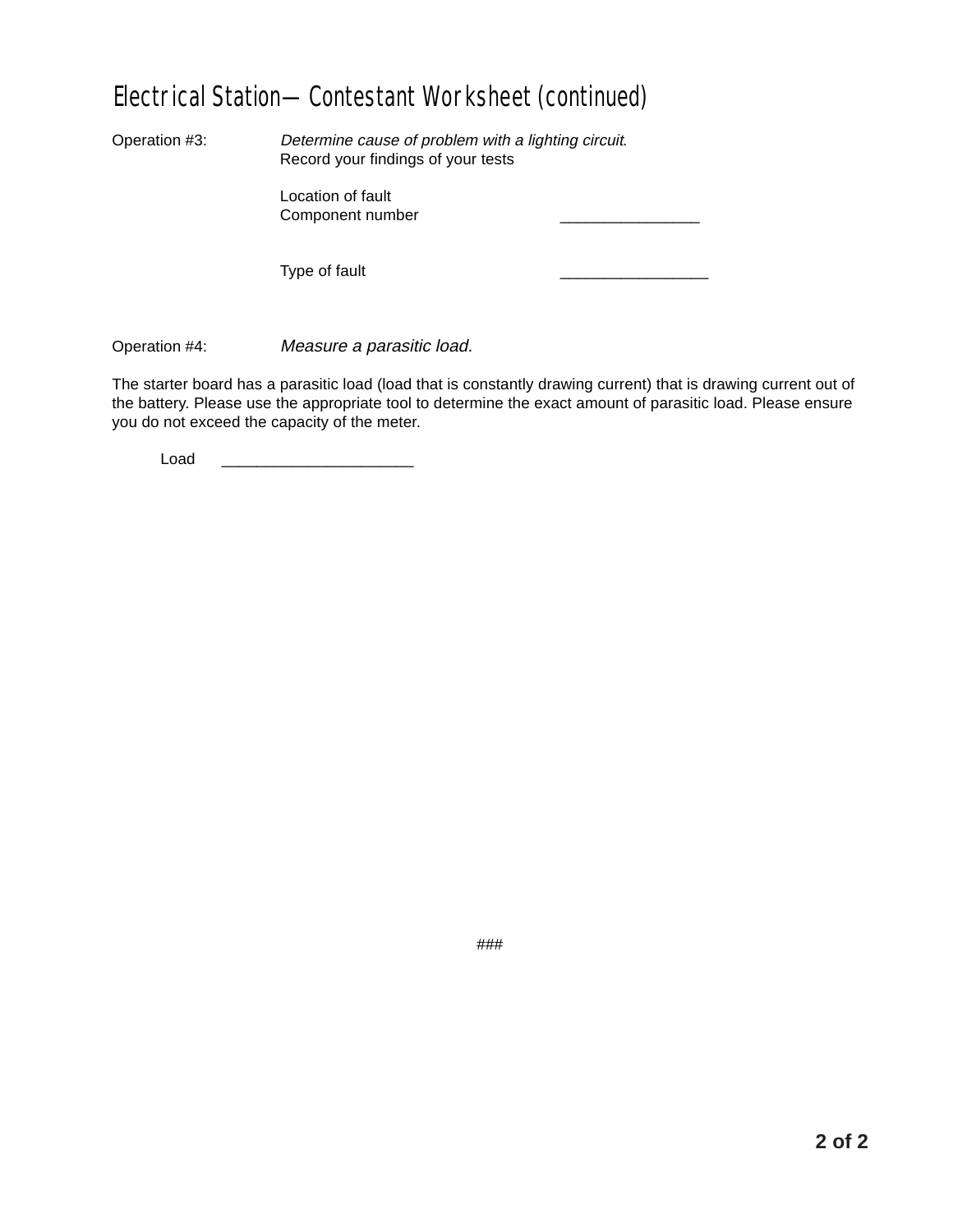# Electrical Station— Contestant Worksheet (continued)

Operation #3: *Determine cause of problem with a lighting circuit.*
Record your findings of your tests

Location of fault
Component number ________________

Type of fault _________________

Operation #4: *Measure a parasitic load.*

The starter board has a parasitic load (load that is constantly drawing current) that is drawing current out of the battery. Please use the appropriate tool to determine the exact amount of parasitic load. Please ensure you do not exceed the capacity of the meter.

Load ______________________

###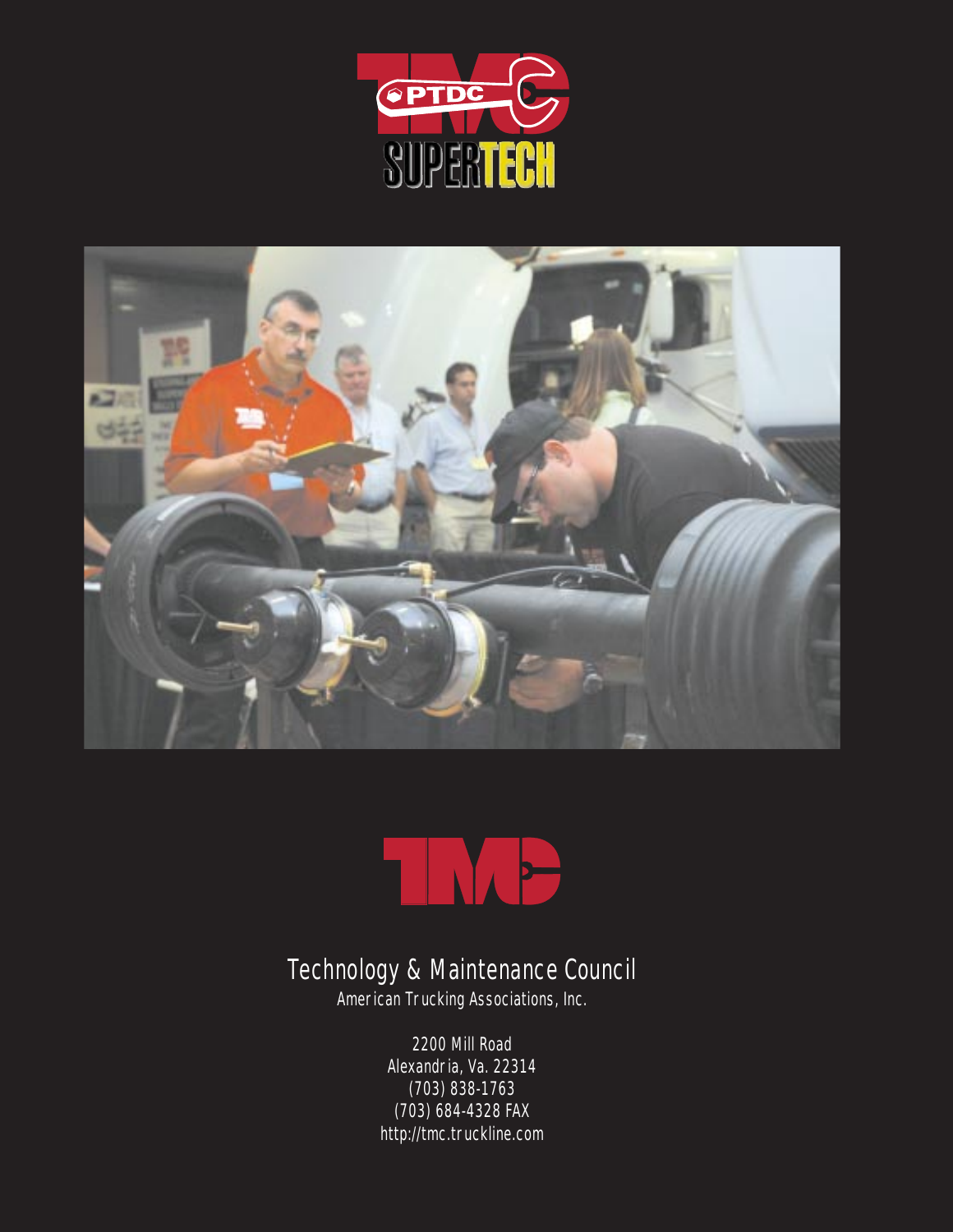PTDC

SUPERTECH

Technology & Maintenance Council

American Trucking Associations, Inc.

2200 Mill Road
Alexandria, Va. 22314
(703) 838-1763
(703) 684-4328 FAX
http://tmc.truckline.com